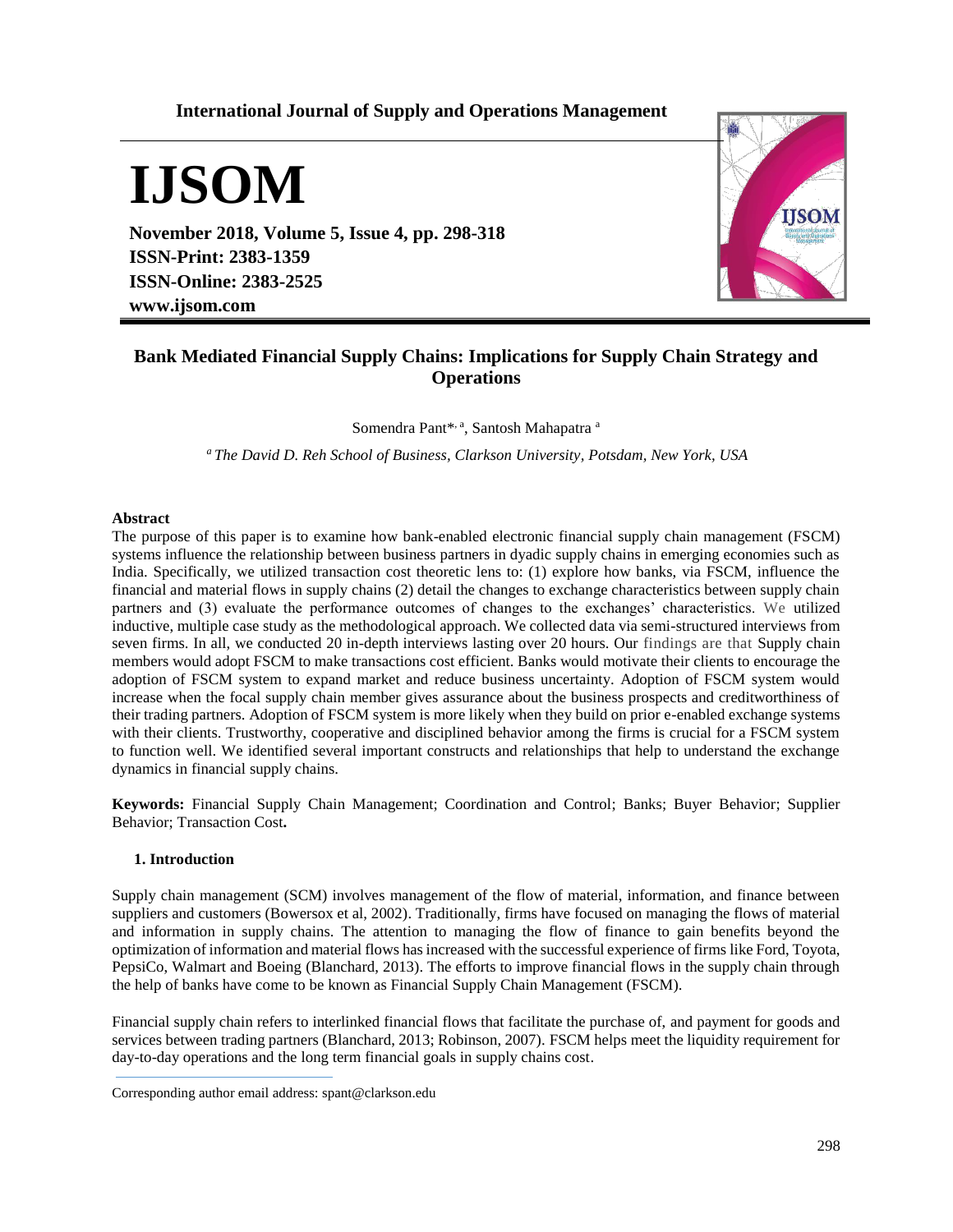**International Journal of Supply and Operations Management**

# IJSOM

**November 2018, Volume 5, Issue 4, pp. 298-318**
**ISSN-Print: 2383-1359**
**ISSN-Online: 2383-2525**
**www.ijsom.com**

## Bank Mediated Financial Supply Chains: Implications for Supply Chain Strategy and Operations

Somendra Pant*[, a], Santosh Mahapatra [a]

[a] *The David D. Reh School of Business, Clarkson University, Potsdam, New York, USA*

**Abstract**

The purpose of this paper is to examine how bank-enabled electronic financial supply chain management (FSCM) systems influence the relationship between business partners in dyadic supply chains in emerging economies such as India. Specifically, we utilized transaction cost theoretic lens to: (1) explore how banks, via FSCM, influence the financial and material flows in supply chains (2) detail the changes to exchange characteristics between supply chain partners and (3) evaluate the performance outcomes of changes to the exchanges' characteristics. We utilized inductive, multiple case study as the methodological approach. We collected data via semi-structured interviews from seven firms. In all, we conducted 20 in-depth interviews lasting over 20 hours. Our findings are that Supply chain members would adopt FSCM to make transactions cost efficient. Banks would motivate their clients to encourage the adoption of FSCM system to expand market and reduce business uncertainty. Adoption of FSCM system would increase when the focal supply chain member gives assurance about the business prospects and creditworthiness of their trading partners. Adoption of FSCM system is more likely when they build on prior e-enabled exchange systems with their clients. Trustworthy, cooperative and disciplined behavior among the firms is crucial for a FSCM system to function well. We identified several important constructs and relationships that help to understand the exchange dynamics in financial supply chains.

**Keywords:** Financial Supply Chain Management; Coordination and Control; Banks; Buyer Behavior; Supplier Behavior; Transaction Cost**.**

### 1. Introduction

Supply chain management (SCM) involves management of the flow of material, information, and finance between suppliers and customers (Bowersox et al, 2002). Traditionally, firms have focused on managing the flows of material and information in supply chains. The attention to managing the flow of finance to gain benefits beyond the optimization of information and material flows has increased with the successful experience of firms like Ford, Toyota, PepsiCo, Walmart and Boeing (Blanchard, 2013). The efforts to improve financial flows in the supply chain through the help of banks have come to be known as Financial Supply Chain Management (FSCM).

Financial supply chain refers to interlinked financial flows that facilitate the purchase of, and payment for goods and services between trading partners (Blanchard, 2013; Robinson, 2007). FSCM helps meet the liquidity requirement for day-to-day operations and the long term financial goals in supply chains cost.

Corresponding author email address: spant@clarkson.edu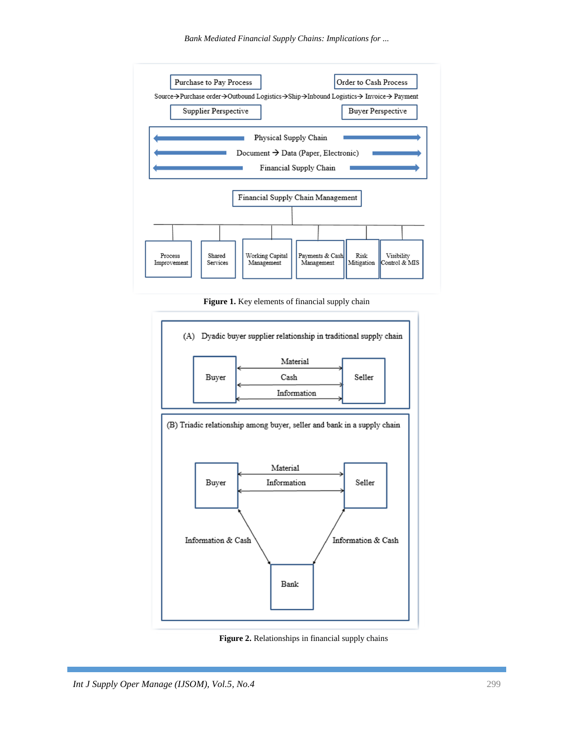Purchase to Pay Process

Order to Cash Process

Source→Purchase order→Outbound Logistics→Ship→Inbound Logistics→ Invoice→ Payment

Supplier Perspective

Buyer Perspective

Physical Supply Chain

Document → Data (Paper, Electronic)

Financial Supply Chain

Financial Supply Chain Management

Process Improvement

Shared Services

Working Capital Management

Payments & Cash Management

Risk Mitigation

Visibility Control & MIS

**Figure 1.** Key elements of financial supply chain

(A) Dyadic buyer supplier relationship in traditional supply chain

Buyer

Material

Cash

Information

Seller

(B) Triadic relationship among buyer, seller and bank in a supply chain

Buyer

Material

Information

Seller

Information & Cash

Information & Cash

Bank

**Figure 2.** Relationships in financial supply chains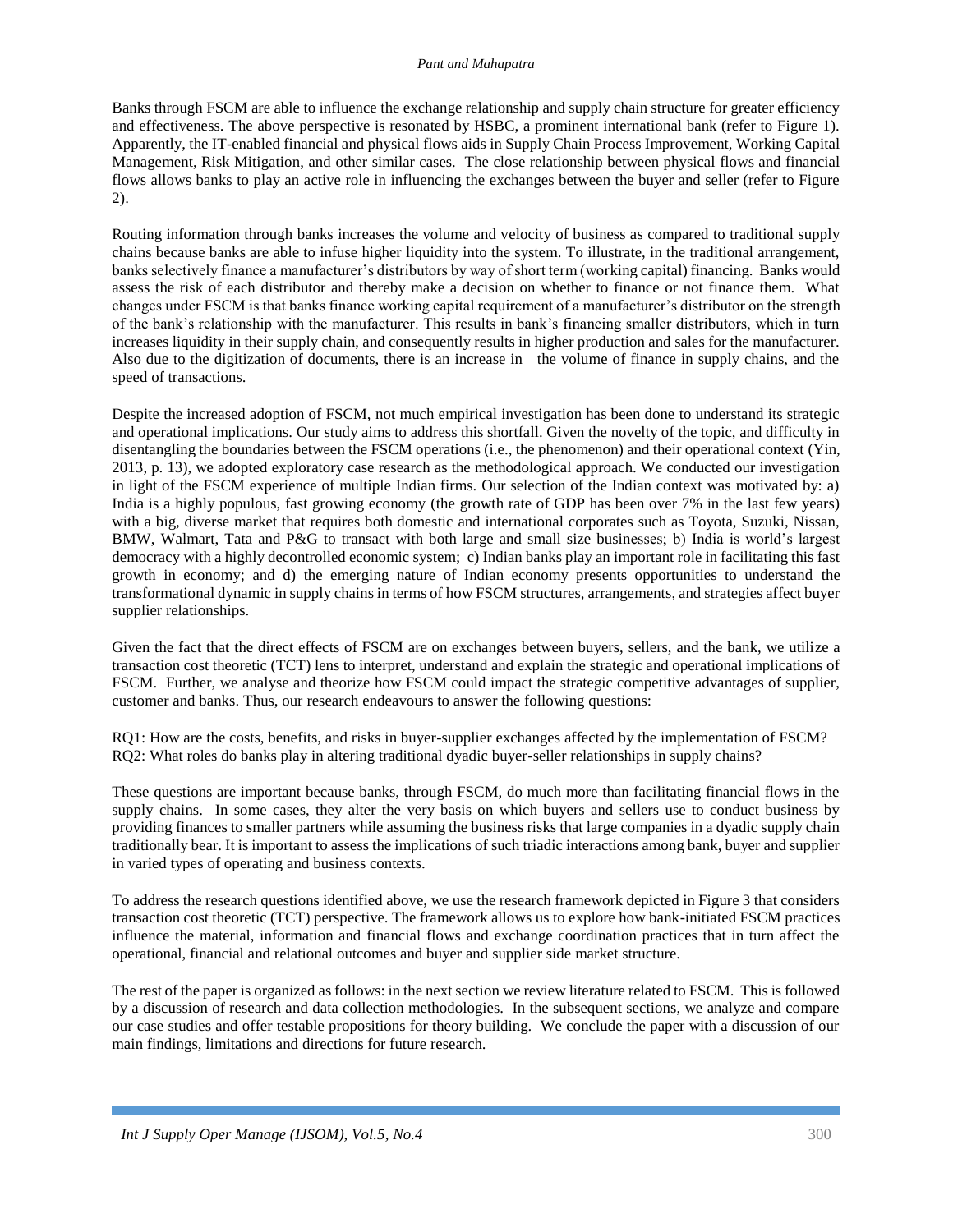Banks through FSCM are able to influence the exchange relationship and supply chain structure for greater efficiency and effectiveness. The above perspective is resonated by HSBC, a prominent international bank (refer to Figure 1). Apparently, the IT-enabled financial and physical flows aids in Supply Chain Process Improvement, Working Capital Management, Risk Mitigation, and other similar cases. The close relationship between physical flows and financial flows allows banks to play an active role in influencing the exchanges between the buyer and seller (refer to Figure 2).

Routing information through banks increases the volume and velocity of business as compared to traditional supply chains because banks are able to infuse higher liquidity into the system. To illustrate, in the traditional arrangement, banks selectively finance a manufacturer's distributors by way of short term (working capital) financing. Banks would assess the risk of each distributor and thereby make a decision on whether to finance or not finance them. What changes under FSCM is that banks finance working capital requirement of a manufacturer's distributor on the strength of the bank's relationship with the manufacturer. This results in bank's financing smaller distributors, which in turn increases liquidity in their supply chain, and consequently results in higher production and sales for the manufacturer. Also due to the digitization of documents, there is an increase in the volume of finance in supply chains, and the speed of transactions.

Despite the increased adoption of FSCM, not much empirical investigation has been done to understand its strategic and operational implications. Our study aims to address this shortfall. Given the novelty of the topic, and difficulty in disentangling the boundaries between the FSCM operations (i.e., the phenomenon) and their operational context (Yin, 2013, p. 13), we adopted exploratory case research as the methodological approach. We conducted our investigation in light of the FSCM experience of multiple Indian firms. Our selection of the Indian context was motivated by: a) India is a highly populous, fast growing economy (the growth rate of GDP has been over 7% in the last few years) with a big, diverse market that requires both domestic and international corporates such as Toyota, Suzuki, Nissan, BMW, Walmart, Tata and P&G to transact with both large and small size businesses; b) India is world's largest democracy with a highly decontrolled economic system; c) Indian banks play an important role in facilitating this fast growth in economy; and d) the emerging nature of Indian economy presents opportunities to understand the transformational dynamic in supply chains in terms of how FSCM structures, arrangements, and strategies affect buyer supplier relationships.

Given the fact that the direct effects of FSCM are on exchanges between buyers, sellers, and the bank, we utilize a transaction cost theoretic (TCT) lens to interpret, understand and explain the strategic and operational implications of FSCM. Further, we analyse and theorize how FSCM could impact the strategic competitive advantages of supplier, customer and banks. Thus, our research endeavours to answer the following questions:

RQ1: How are the costs, benefits, and risks in buyer-supplier exchanges affected by the implementation of FSCM?
RQ2: What roles do banks play in altering traditional dyadic buyer-seller relationships in supply chains?

These questions are important because banks, through FSCM, do much more than facilitating financial flows in the supply chains. In some cases, they alter the very basis on which buyers and sellers use to conduct business by providing finances to smaller partners while assuming the business risks that large companies in a dyadic supply chain traditionally bear. It is important to assess the implications of such triadic interactions among bank, buyer and supplier in varied types of operating and business contexts.

To address the research questions identified above, we use the research framework depicted in Figure 3 that considers transaction cost theoretic (TCT) perspective. The framework allows us to explore how bank-initiated FSCM practices influence the material, information and financial flows and exchange coordination practices that in turn affect the operational, financial and relational outcomes and buyer and supplier side market structure.

The rest of the paper is organized as follows: in the next section we review literature related to FSCM. This is followed by a discussion of research and data collection methodologies. In the subsequent sections, we analyze and compare our case studies and offer testable propositions for theory building. We conclude the paper with a discussion of our main findings, limitations and directions for future research.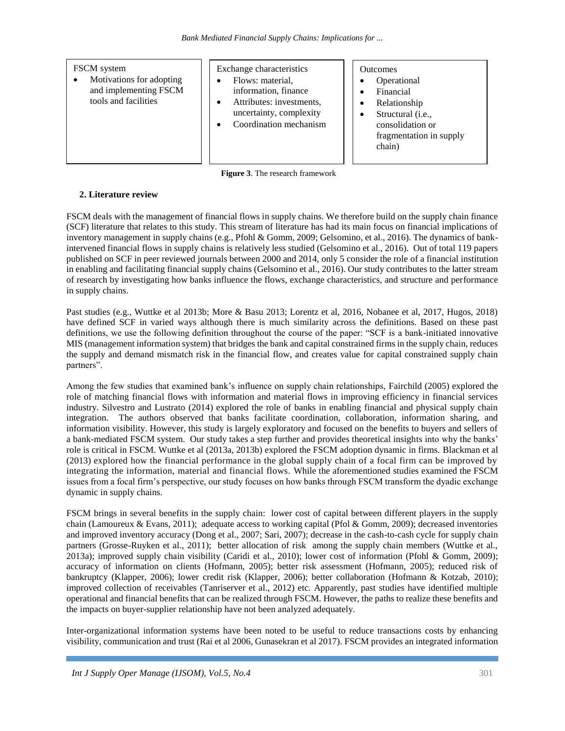FSCM system

- Motivations for adopting and implementing FSCM tools and facilities

Exchange characteristics

- Flows: material, information, finance
- Attributes: investments, uncertainty, complexity
- Coordination mechanism

Outcomes

- Operational
- Financial
- Relationship
- Structural (i.e., consolidation or fragmentation in supply chain)

**Figure 3**. The research framework

## 2. Literature review

FSCM deals with the management of financial flows in supply chains. We therefore build on the supply chain finance (SCF) literature that relates to this study. This stream of literature has had its main focus on financial implications of inventory management in supply chains (e.g., Pfohl & Gomm, 2009; Gelsomino, et al., 2016). The dynamics of bank-intervened financial flows in supply chains is relatively less studied (Gelsomino et al., 2016). Out of total 119 papers published on SCF in peer reviewed journals between 2000 and 2014, only 5 consider the role of a financial institution in enabling and facilitating financial supply chains (Gelsomino et al., 2016). Our study contributes to the latter stream of research by investigating how banks influence the flows, exchange characteristics, and structure and performance in supply chains.

Past studies (e.g., Wuttke et al 2013b; More & Basu 2013; Lorentz et al, 2016, Nobanee et al, 2017, Hugos, 2018) have defined SCF in varied ways although there is much similarity across the definitions. Based on these past definitions, we use the following definition throughout the course of the paper: "SCF is a bank-initiated innovative MIS (management information system) that bridges the bank and capital constrained firms in the supply chain, reduces the supply and demand mismatch risk in the financial flow, and creates value for capital constrained supply chain partners".

Among the few studies that examined bank's influence on supply chain relationships, Fairchild (2005) explored the role of matching financial flows with information and material flows in improving efficiency in financial services industry. Silvestro and Lustrato (2014) explored the role of banks in enabling financial and physical supply chain integration. The authors observed that banks facilitate coordination, collaboration, information sharing, and information visibility. However, this study is largely exploratory and focused on the benefits to buyers and sellers of a bank-mediated FSCM system. Our study takes a step further and provides theoretical insights into why the banks' role is critical in FSCM. Wuttke et al (2013a, 2013b) explored the FSCM adoption dynamic in firms. Blackman et al (2013) explored how the financial performance in the global supply chain of a focal firm can be improved by integrating the information, material and financial flows. While the aforementioned studies examined the FSCM issues from a focal firm's perspective, our study focuses on how banks through FSCM transform the dyadic exchange dynamic in supply chains.

FSCM brings in several benefits in the supply chain: lower cost of capital between different players in the supply chain (Lamoureux & Evans, 2011); adequate access to working capital (Pfol & Gomm, 2009); decreased inventories and improved inventory accuracy (Dong et al., 2007; Sari, 2007); decrease in the cash-to-cash cycle for supply chain partners (Grosse-Ruyken et al., 2011); better allocation of risk among the supply chain members (Wuttke et al., 2013a); improved supply chain visibility (Caridi et al., 2010); lower cost of information (Pfohl & Gomm, 2009); accuracy of information on clients (Hofmann, 2005); better risk assessment (Hofmann, 2005); reduced risk of bankruptcy (Klapper, 2006); lower credit risk (Klapper, 2006); better collaboration (Hofmann & Kotzab, 2010); improved collection of receivables (Tanriserver et al., 2012) etc. Apparently, past studies have identified multiple operational and financial benefits that can be realized through FSCM. However, the paths to realize these benefits and the impacts on buyer-supplier relationship have not been analyzed adequately.

Inter-organizational information systems have been noted to be useful to reduce transactions costs by enhancing visibility, communication and trust (Rai et al 2006, Gunasekran et al 2017). FSCM provides an integrated information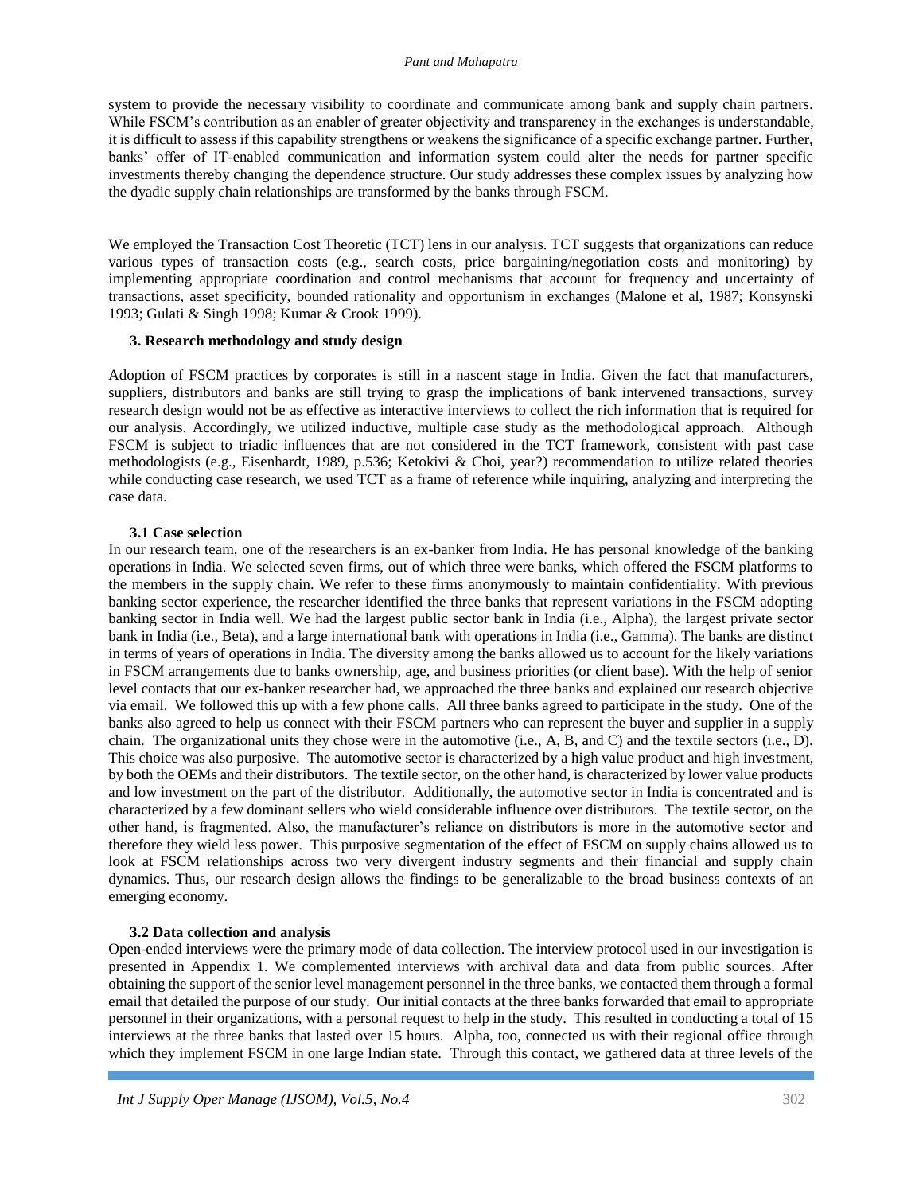system to provide the necessary visibility to coordinate and communicate among bank and supply chain partners. While FSCM's contribution as an enabler of greater objectivity and transparency in the exchanges is understandable, it is difficult to assess if this capability strengthens or weakens the significance of a specific exchange partner. Further, banks' offer of IT-enabled communication and information system could alter the needs for partner specific investments thereby changing the dependence structure. Our study addresses these complex issues by analyzing how the dyadic supply chain relationships are transformed by the banks through FSCM.

We employed the Transaction Cost Theoretic (TCT) lens in our analysis. TCT suggests that organizations can reduce various types of transaction costs (e.g., search costs, price bargaining/negotiation costs and monitoring) by implementing appropriate coordination and control mechanisms that account for frequency and uncertainty of transactions, asset specificity, bounded rationality and opportunism in exchanges (Malone et al, 1987; Konsynski 1993; Gulati & Singh 1998; Kumar & Crook 1999).

## 3. Research methodology and study design

Adoption of FSCM practices by corporates is still in a nascent stage in India. Given the fact that manufacturers, suppliers, distributors and banks are still trying to grasp the implications of bank intervened transactions, survey research design would not be as effective as interactive interviews to collect the rich information that is required for our analysis. Accordingly, we utilized inductive, multiple case study as the methodological approach. Although FSCM is subject to triadic influences that are not considered in the TCT framework, consistent with past case methodologists (e.g., Eisenhardt, 1989, p.536; Ketokivi & Choi, year?) recommendation to utilize related theories while conducting case research, we used TCT as a frame of reference while inquiring, analyzing and interpreting the case data.

### 3.1 Case selection

In our research team, one of the researchers is an ex-banker from India. He has personal knowledge of the banking operations in India. We selected seven firms, out of which three were banks, which offered the FSCM platforms to the members in the supply chain. We refer to these firms anonymously to maintain confidentiality. With previous banking sector experience, the researcher identified the three banks that represent variations in the FSCM adopting banking sector in India well. We had the largest public sector bank in India (i.e., Alpha), the largest private sector bank in India (i.e., Beta), and a large international bank with operations in India (i.e., Gamma). The banks are distinct in terms of years of operations in India. The diversity among the banks allowed us to account for the likely variations in FSCM arrangements due to banks ownership, age, and business priorities (or client base). With the help of senior level contacts that our ex-banker researcher had, we approached the three banks and explained our research objective via email. We followed this up with a few phone calls. All three banks agreed to participate in the study. One of the banks also agreed to help us connect with their FSCM partners who can represent the buyer and supplier in a supply chain. The organizational units they chose were in the automotive (i.e., A, B, and C) and the textile sectors (i.e., D). This choice was also purposive. The automotive sector is characterized by a high value product and high investment, by both the OEMs and their distributors. The textile sector, on the other hand, is characterized by lower value products and low investment on the part of the distributor. Additionally, the automotive sector in India is concentrated and is characterized by a few dominant sellers who wield considerable influence over distributors. The textile sector, on the other hand, is fragmented. Also, the manufacturer's reliance on distributors is more in the automotive sector and therefore they wield less power. This purposive segmentation of the effect of FSCM on supply chains allowed us to look at FSCM relationships across two very divergent industry segments and their financial and supply chain dynamics. Thus, our research design allows the findings to be generalizable to the broad business contexts of an emerging economy.

### 3.2 Data collection and analysis

Open-ended interviews were the primary mode of data collection. The interview protocol used in our investigation is presented in Appendix 1. We complemented interviews with archival data and data from public sources. After obtaining the support of the senior level management personnel in the three banks, we contacted them through a formal email that detailed the purpose of our study. Our initial contacts at the three banks forwarded that email to appropriate personnel in their organizations, with a personal request to help in the study. This resulted in conducting a total of 15 interviews at the three banks that lasted over 15 hours. Alpha, too, connected us with their regional office through which they implement FSCM in one large Indian state. Through this contact, we gathered data at three levels of the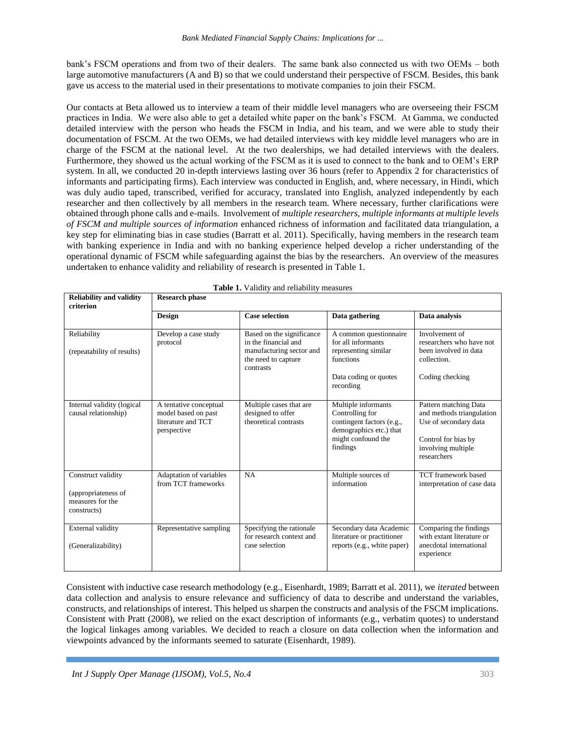bank's FSCM operations and from two of their dealers. The same bank also connected us with two OEMs – both large automotive manufacturers (A and B) so that we could understand their perspective of FSCM. Besides, this bank gave us access to the material used in their presentations to motivate companies to join their FSCM.

Our contacts at Beta allowed us to interview a team of their middle level managers who are overseeing their FSCM practices in India. We were also able to get a detailed white paper on the bank's FSCM. At Gamma, we conducted detailed interview with the person who heads the FSCM in India, and his team, and we were able to study their documentation of FSCM. At the two OEMs, we had detailed interviews with key middle level managers who are in charge of the FSCM at the national level. At the two dealerships, we had detailed interviews with the dealers. Furthermore, they showed us the actual working of the FSCM as it is used to connect to the bank and to OEM's ERP system. In all, we conducted 20 in-depth interviews lasting over 36 hours (refer to Appendix 2 for characteristics of informants and participating firms). Each interview was conducted in English, and, where necessary, in Hindi, which was duly audio taped, transcribed, verified for accuracy, translated into English, analyzed independently by each researcher and then collectively by all members in the research team. Where necessary, further clarifications were obtained through phone calls and e-mails. Involvement of *multiple researchers, multiple informants at multiple levels of FSCM and multiple sources of information* enhanced richness of information and facilitated data triangulation, a key step for eliminating bias in case studies (Barratt et al. 2011). Specifically, having members in the research team with banking experience in India and with no banking experience helped develop a richer understanding of the operational dynamic of FSCM while safeguarding against the bias by the researchers. An overview of the measures undertaken to enhance validity and reliability of research is presented in Table 1.

**Table 1.** Validity and reliability measures

| Reliability and validity criterion | Research phase | | | |
|---|---|---|---|---|
| | **Design** | **Case selection** | **Data gathering** | **Data analysis** |
| Reliability<br><br>(repeatability of results) | Develop a case study protocol | Based on the significance in the financial and manufacturing sector and the need to capture contrasts | A common questionnaire for all informants representing similar functions<br><br>Data coding or quotes recording | Involvement of researchers who have not been involved in data collection.<br><br>Coding checking |
| Internal validity (logical causal relationship) | A tentative conceptual model based on past literature and TCT perspective | Multiple cases that are designed to offer theoretical contrasts | Multiple informants Controlling for contingent factors (e.g., demographics etc.) that might confound the findings | Pattern matching Data and methods triangulation Use of secondary data<br><br>Control for bias by involving multiple researchers |
| Construct validity<br><br>(appropriateness of measures for the constructs) | Adaptation of variables from TCT frameworks | NA | Multiple sources of information | TCT framework based interpretation of case data |
| External validity<br><br>(Generalizability) | Representative sampling | Specifying the rationale for research context and case selection | Secondary data Academic literature or practitioner reports (e.g., white paper) | Comparing the findings with extant literature or anecdotal international experience |

Consistent with inductive case research methodology (e.g., Eisenhardt, 1989; Barratt et al. 2011), we *iterated* between data collection and analysis to ensure relevance and sufficiency of data to describe and understand the variables, constructs, and relationships of interest. This helped us sharpen the constructs and analysis of the FSCM implications. Consistent with Pratt (2008), we relied on the exact description of informants (e.g., verbatim quotes) to understand the logical linkages among variables. We decided to reach a closure on data collection when the information and viewpoints advanced by the informants seemed to saturate (Eisenhardt, 1989).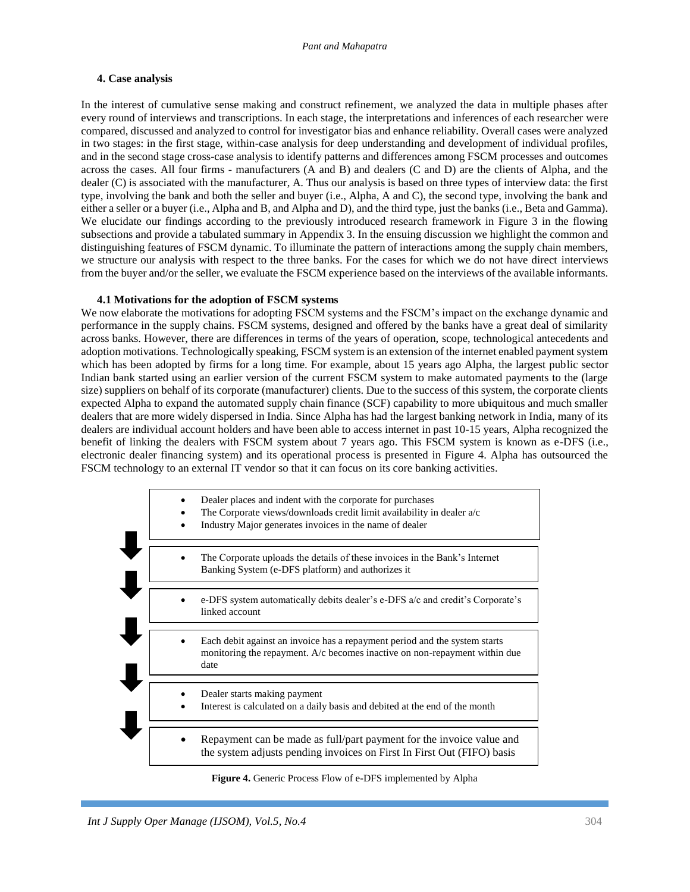## 4. Case analysis

In the interest of cumulative sense making and construct refinement, we analyzed the data in multiple phases after every round of interviews and transcriptions. In each stage, the interpretations and inferences of each researcher were compared, discussed and analyzed to control for investigator bias and enhance reliability. Overall cases were analyzed in two stages: in the first stage, within-case analysis for deep understanding and development of individual profiles, and in the second stage cross-case analysis to identify patterns and differences among FSCM processes and outcomes across the cases. All four firms - manufacturers (A and B) and dealers (C and D) are the clients of Alpha, and the dealer (C) is associated with the manufacturer, A. Thus our analysis is based on three types of interview data: the first type, involving the bank and both the seller and buyer (i.e., Alpha, A and C), the second type, involving the bank and either a seller or a buyer (i.e., Alpha and B, and Alpha and D), and the third type, just the banks (i.e., Beta and Gamma). We elucidate our findings according to the previously introduced research framework in Figure 3 in the flowing subsections and provide a tabulated summary in Appendix 3. In the ensuing discussion we highlight the common and distinguishing features of FSCM dynamic. To illuminate the pattern of interactions among the supply chain members, we structure our analysis with respect to the three banks. For the cases for which we do not have direct interviews from the buyer and/or the seller, we evaluate the FSCM experience based on the interviews of the available informants.

### 4.1 Motivations for the adoption of FSCM systems

We now elaborate the motivations for adopting FSCM systems and the FSCM's impact on the exchange dynamic and performance in the supply chains. FSCM systems, designed and offered by the banks have a great deal of similarity across banks. However, there are differences in terms of the years of operation, scope, technological antecedents and adoption motivations. Technologically speaking, FSCM system is an extension of the internet enabled payment system which has been adopted by firms for a long time. For example, about 15 years ago Alpha, the largest public sector Indian bank started using an earlier version of the current FSCM system to make automated payments to the (large size) suppliers on behalf of its corporate (manufacturer) clients. Due to the success of this system, the corporate clients expected Alpha to expand the automated supply chain finance (SCF) capability to more ubiquitous and much smaller dealers that are more widely dispersed in India. Since Alpha has had the largest banking network in India, many of its dealers are individual account holders and have been able to access internet in past 10-15 years, Alpha recognized the benefit of linking the dealers with FSCM system about 7 years ago. This FSCM system is known as e-DFS (i.e., electronic dealer financing system) and its operational process is presented in Figure 4. Alpha has outsourced the FSCM technology to an external IT vendor so that it can focus on its core banking activities.

- Dealer places and indent with the corporate for purchases
- The Corporate views/downloads credit limit availability in dealer a/c
- Industry Major generates invoices in the name of dealer

↓

- The Corporate uploads the details of these invoices in the Bank's Internet Banking System (e-DFS platform) and authorizes it

↓

- e-DFS system automatically debits dealer's e-DFS a/c and credit's Corporate's linked account

↓

- Each debit against an invoice has a repayment period and the system starts monitoring the repayment. A/c becomes inactive on non-repayment within due date

↓

- Dealer starts making payment
- Interest is calculated on a daily basis and debited at the end of the month

↓

- Repayment can be made as full/part payment for the invoice value and the system adjusts pending invoices on First In First Out (FIFO) basis

**Figure 4.** Generic Process Flow of e-DFS implemented by Alpha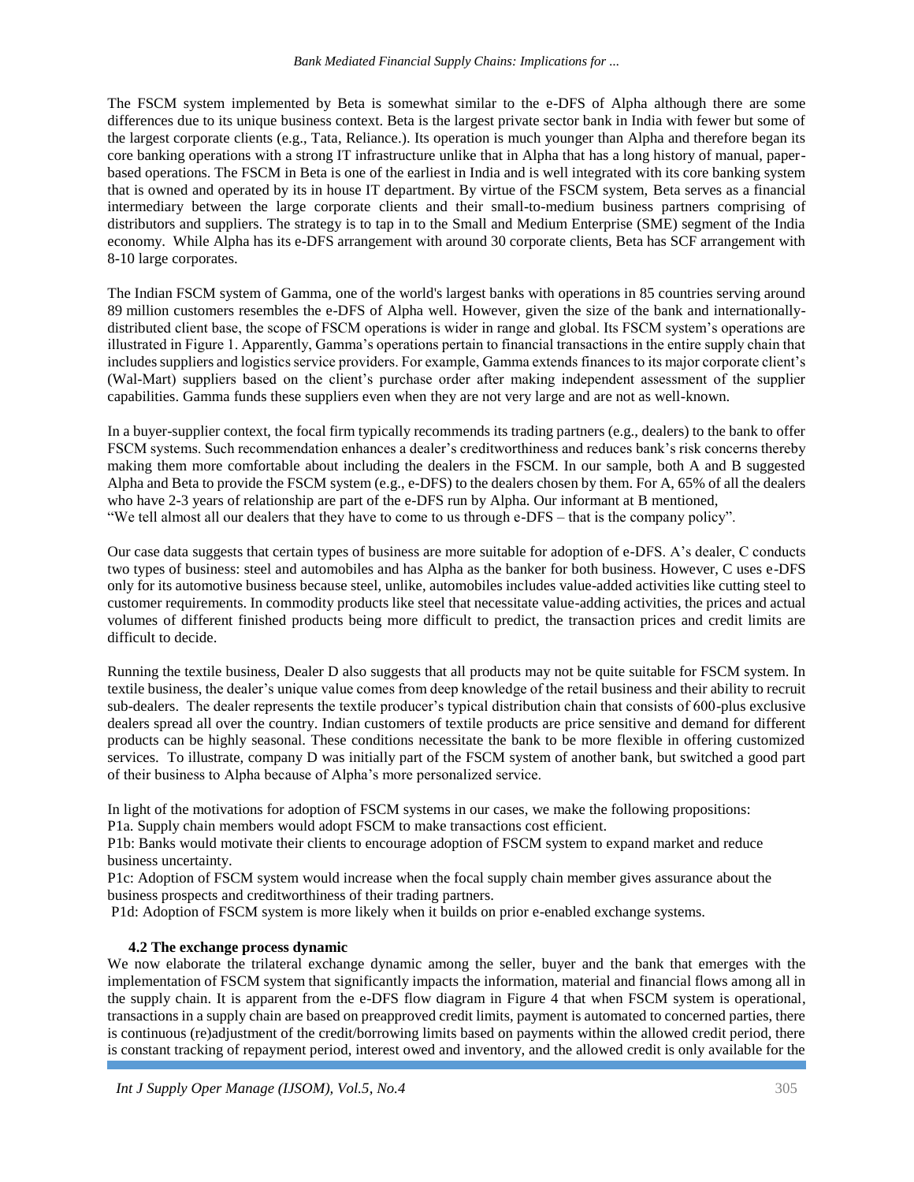The FSCM system implemented by Beta is somewhat similar to the e-DFS of Alpha although there are some differences due to its unique business context. Beta is the largest private sector bank in India with fewer but some of the largest corporate clients (e.g., Tata, Reliance.). Its operation is much younger than Alpha and therefore began its core banking operations with a strong IT infrastructure unlike that in Alpha that has a long history of manual, paper-based operations. The FSCM in Beta is one of the earliest in India and is well integrated with its core banking system that is owned and operated by its in house IT department. By virtue of the FSCM system, Beta serves as a financial intermediary between the large corporate clients and their small-to-medium business partners comprising of distributors and suppliers. The strategy is to tap in to the Small and Medium Enterprise (SME) segment of the India economy. While Alpha has its e-DFS arrangement with around 30 corporate clients, Beta has SCF arrangement with 8-10 large corporates.

The Indian FSCM system of Gamma, one of the world's largest banks with operations in 85 countries serving around 89 million customers resembles the e-DFS of Alpha well. However, given the size of the bank and internationally-distributed client base, the scope of FSCM operations is wider in range and global. Its FSCM system's operations are illustrated in Figure 1. Apparently, Gamma's operations pertain to financial transactions in the entire supply chain that includes suppliers and logistics service providers. For example, Gamma extends finances to its major corporate client's (Wal-Mart) suppliers based on the client's purchase order after making independent assessment of the supplier capabilities. Gamma funds these suppliers even when they are not very large and are not as well-known.

In a buyer-supplier context, the focal firm typically recommends its trading partners (e.g., dealers) to the bank to offer FSCM systems. Such recommendation enhances a dealer's creditworthiness and reduces bank's risk concerns thereby making them more comfortable about including the dealers in the FSCM. In our sample, both A and B suggested Alpha and Beta to provide the FSCM system (e.g., e-DFS) to the dealers chosen by them. For A, 65% of all the dealers who have 2-3 years of relationship are part of the e-DFS run by Alpha. Our informant at B mentioned,
"We tell almost all our dealers that they have to come to us through e-DFS – that is the company policy".

Our case data suggests that certain types of business are more suitable for adoption of e-DFS. A's dealer, C conducts two types of business: steel and automobiles and has Alpha as the banker for both business. However, C uses e-DFS only for its automotive business because steel, unlike, automobiles includes value-added activities like cutting steel to customer requirements. In commodity products like steel that necessitate value-adding activities, the prices and actual volumes of different finished products being more difficult to predict, the transaction prices and credit limits are difficult to decide.

Running the textile business, Dealer D also suggests that all products may not be quite suitable for FSCM system. In textile business, the dealer's unique value comes from deep knowledge of the retail business and their ability to recruit sub-dealers. The dealer represents the textile producer's typical distribution chain that consists of 600-plus exclusive dealers spread all over the country. Indian customers of textile products are price sensitive and demand for different products can be highly seasonal. These conditions necessitate the bank to be more flexible in offering customized services. To illustrate, company D was initially part of the FSCM system of another bank, but switched a good part of their business to Alpha because of Alpha's more personalized service.

In light of the motivations for adoption of FSCM systems in our cases, we make the following propositions:

P1a. Supply chain members would adopt FSCM to make transactions cost efficient.

P1b: Banks would motivate their clients to encourage adoption of FSCM system to expand market and reduce business uncertainty.

P1c: Adoption of FSCM system would increase when the focal supply chain member gives assurance about the business prospects and creditworthiness of their trading partners.

P1d: Adoption of FSCM system is more likely when it builds on prior e-enabled exchange systems.

### 4.2 The exchange process dynamic

We now elaborate the trilateral exchange dynamic among the seller, buyer and the bank that emerges with the implementation of FSCM system that significantly impacts the information, material and financial flows among all in the supply chain. It is apparent from the e-DFS flow diagram in Figure 4 that when FSCM system is operational, transactions in a supply chain are based on preapproved credit limits, payment is automated to concerned parties, there is continuous (re)adjustment of the credit/borrowing limits based on payments within the allowed credit period, there is constant tracking of repayment period, interest owed and inventory, and the allowed credit is only available for the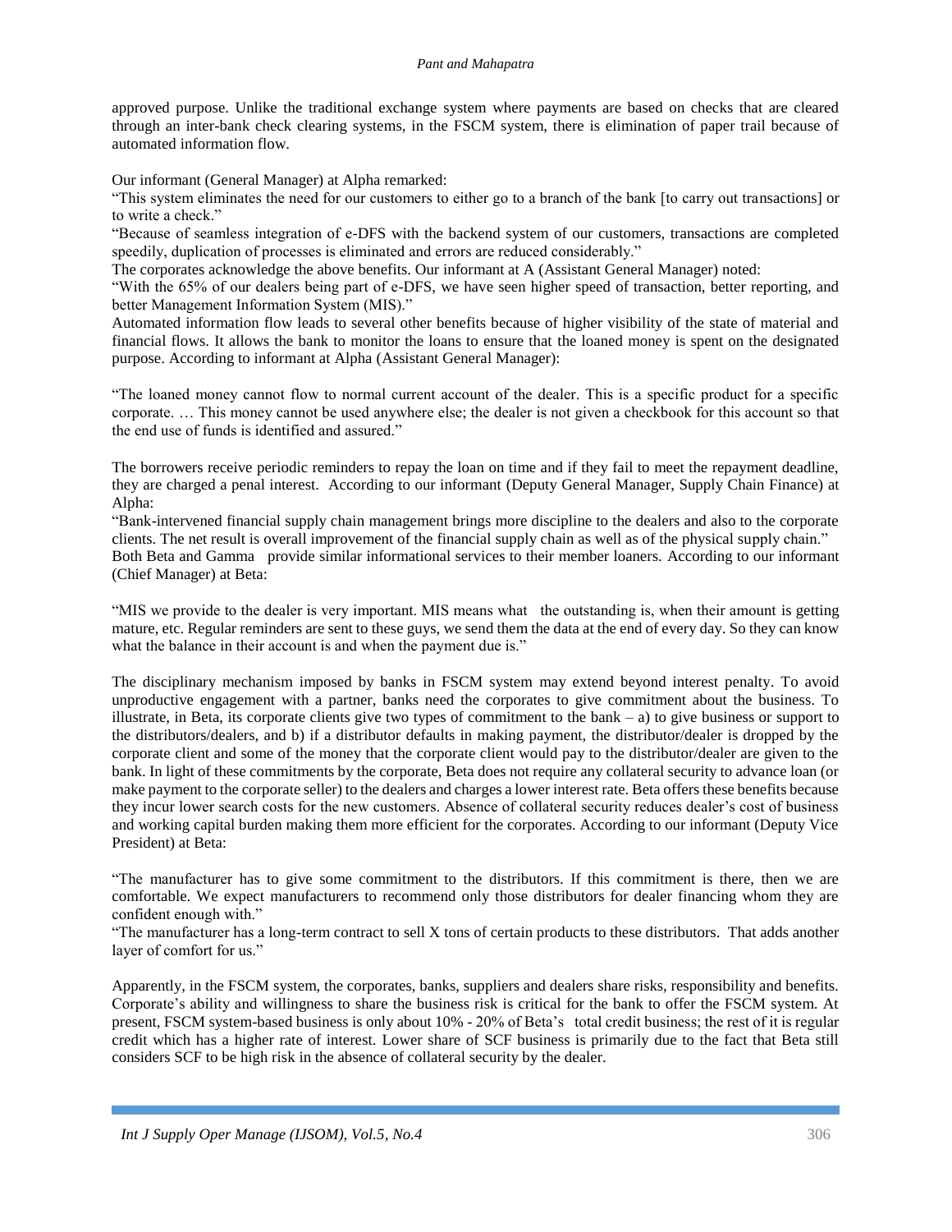approved purpose. Unlike the traditional exchange system where payments are based on checks that are cleared through an inter-bank check clearing systems, in the FSCM system, there is elimination of paper trail because of automated information flow.

Our informant (General Manager) at Alpha remarked:

"This system eliminates the need for our customers to either go to a branch of the bank [to carry out transactions] or to write a check."

"Because of seamless integration of e-DFS with the backend system of our customers, transactions are completed speedily, duplication of processes is eliminated and errors are reduced considerably."

The corporates acknowledge the above benefits. Our informant at A (Assistant General Manager) noted:

"With the 65% of our dealers being part of e-DFS, we have seen higher speed of transaction, better reporting, and better Management Information System (MIS)."

Automated information flow leads to several other benefits because of higher visibility of the state of material and financial flows. It allows the bank to monitor the loans to ensure that the loaned money is spent on the designated purpose. According to informant at Alpha (Assistant General Manager):

"The loaned money cannot flow to normal current account of the dealer. This is a specific product for a specific corporate. … This money cannot be used anywhere else; the dealer is not given a checkbook for this account so that the end use of funds is identified and assured."

The borrowers receive periodic reminders to repay the loan on time and if they fail to meet the repayment deadline, they are charged a penal interest. According to our informant (Deputy General Manager, Supply Chain Finance) at Alpha:

"Bank-intervened financial supply chain management brings more discipline to the dealers and also to the corporate clients. The net result is overall improvement of the financial supply chain as well as of the physical supply chain."

Both Beta and Gamma provide similar informational services to their member loaners. According to our informant (Chief Manager) at Beta:

"MIS we provide to the dealer is very important. MIS means what the outstanding is, when their amount is getting mature, etc. Regular reminders are sent to these guys, we send them the data at the end of every day. So they can know what the balance in their account is and when the payment due is."

The disciplinary mechanism imposed by banks in FSCM system may extend beyond interest penalty. To avoid unproductive engagement with a partner, banks need the corporates to give commitment about the business. To illustrate, in Beta, its corporate clients give two types of commitment to the bank – a) to give business or support to the distributors/dealers, and b) if a distributor defaults in making payment, the distributor/dealer is dropped by the corporate client and some of the money that the corporate client would pay to the distributor/dealer are given to the bank. In light of these commitments by the corporate, Beta does not require any collateral security to advance loan (or make payment to the corporate seller) to the dealers and charges a lower interest rate. Beta offers these benefits because they incur lower search costs for the new customers. Absence of collateral security reduces dealer's cost of business and working capital burden making them more efficient for the corporates. According to our informant (Deputy Vice President) at Beta:

"The manufacturer has to give some commitment to the distributors. If this commitment is there, then we are comfortable. We expect manufacturers to recommend only those distributors for dealer financing whom they are confident enough with."

"The manufacturer has a long-term contract to sell X tons of certain products to these distributors. That adds another layer of comfort for us."

Apparently, in the FSCM system, the corporates, banks, suppliers and dealers share risks, responsibility and benefits. Corporate's ability and willingness to share the business risk is critical for the bank to offer the FSCM system. At present, FSCM system-based business is only about 10% - 20% of Beta's total credit business; the rest of it is regular credit which has a higher rate of interest. Lower share of SCF business is primarily due to the fact that Beta still considers SCF to be high risk in the absence of collateral security by the dealer.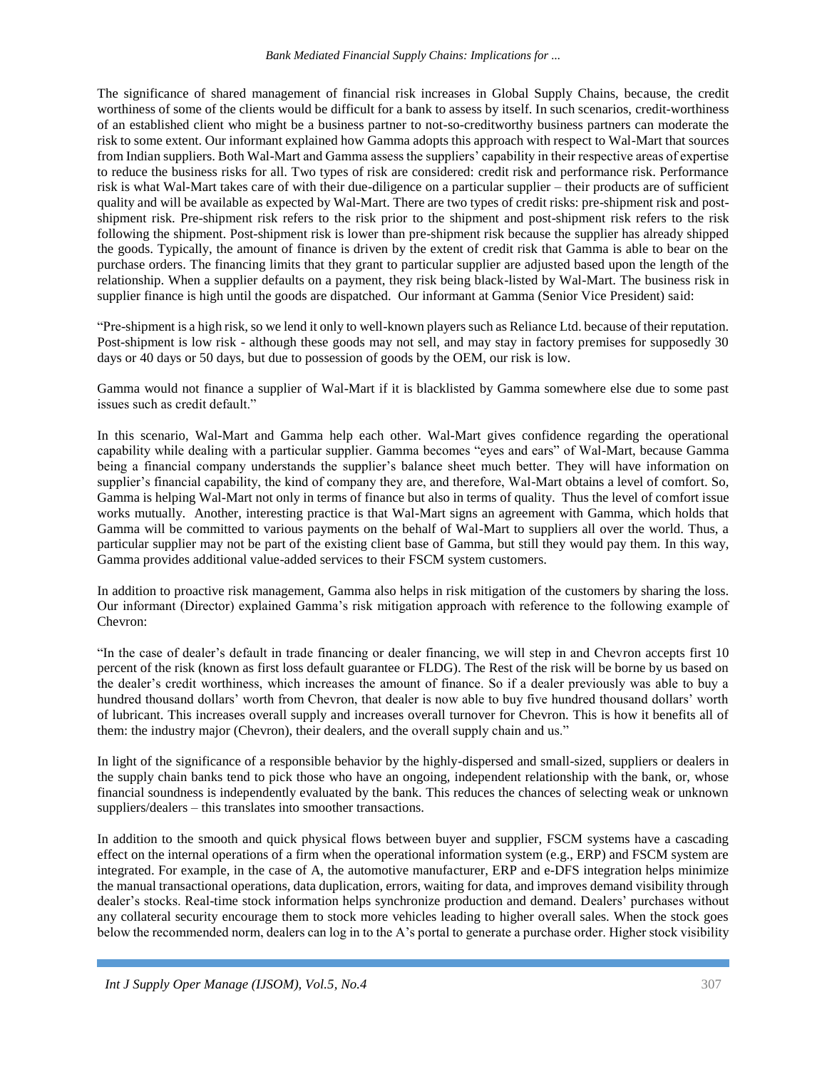The significance of shared management of financial risk increases in Global Supply Chains, because, the credit worthiness of some of the clients would be difficult for a bank to assess by itself. In such scenarios, credit-worthiness of an established client who might be a business partner to not-so-creditworthy business partners can moderate the risk to some extent. Our informant explained how Gamma adopts this approach with respect to Wal-Mart that sources from Indian suppliers. Both Wal-Mart and Gamma assess the suppliers' capability in their respective areas of expertise to reduce the business risks for all. Two types of risk are considered: credit risk and performance risk. Performance risk is what Wal-Mart takes care of with their due-diligence on a particular supplier – their products are of sufficient quality and will be available as expected by Wal-Mart. There are two types of credit risks: pre-shipment risk and post-shipment risk. Pre-shipment risk refers to the risk prior to the shipment and post-shipment risk refers to the risk following the shipment. Post-shipment risk is lower than pre-shipment risk because the supplier has already shipped the goods. Typically, the amount of finance is driven by the extent of credit risk that Gamma is able to bear on the purchase orders. The financing limits that they grant to particular supplier are adjusted based upon the length of the relationship. When a supplier defaults on a payment, they risk being black-listed by Wal-Mart. The business risk in supplier finance is high until the goods are dispatched. Our informant at Gamma (Senior Vice President) said:

"Pre-shipment is a high risk, so we lend it only to well-known players such as Reliance Ltd. because of their reputation. Post-shipment is low risk - although these goods may not sell, and may stay in factory premises for supposedly 30 days or 40 days or 50 days, but due to possession of goods by the OEM, our risk is low.

Gamma would not finance a supplier of Wal-Mart if it is blacklisted by Gamma somewhere else due to some past issues such as credit default."

In this scenario, Wal-Mart and Gamma help each other. Wal-Mart gives confidence regarding the operational capability while dealing with a particular supplier. Gamma becomes "eyes and ears" of Wal-Mart, because Gamma being a financial company understands the supplier's balance sheet much better. They will have information on supplier's financial capability, the kind of company they are, and therefore, Wal-Mart obtains a level of comfort. So, Gamma is helping Wal-Mart not only in terms of finance but also in terms of quality. Thus the level of comfort issue works mutually. Another, interesting practice is that Wal-Mart signs an agreement with Gamma, which holds that Gamma will be committed to various payments on the behalf of Wal-Mart to suppliers all over the world. Thus, a particular supplier may not be part of the existing client base of Gamma, but still they would pay them. In this way, Gamma provides additional value-added services to their FSCM system customers.

In addition to proactive risk management, Gamma also helps in risk mitigation of the customers by sharing the loss. Our informant (Director) explained Gamma's risk mitigation approach with reference to the following example of Chevron:

"In the case of dealer's default in trade financing or dealer financing, we will step in and Chevron accepts first 10 percent of the risk (known as first loss default guarantee or FLDG). The Rest of the risk will be borne by us based on the dealer's credit worthiness, which increases the amount of finance. So if a dealer previously was able to buy a hundred thousand dollars' worth from Chevron, that dealer is now able to buy five hundred thousand dollars' worth of lubricant. This increases overall supply and increases overall turnover for Chevron. This is how it benefits all of them: the industry major (Chevron), their dealers, and the overall supply chain and us."

In light of the significance of a responsible behavior by the highly-dispersed and small-sized, suppliers or dealers in the supply chain banks tend to pick those who have an ongoing, independent relationship with the bank, or, whose financial soundness is independently evaluated by the bank. This reduces the chances of selecting weak or unknown suppliers/dealers – this translates into smoother transactions.

In addition to the smooth and quick physical flows between buyer and supplier, FSCM systems have a cascading effect on the internal operations of a firm when the operational information system (e.g., ERP) and FSCM system are integrated. For example, in the case of A, the automotive manufacturer, ERP and e-DFS integration helps minimize the manual transactional operations, data duplication, errors, waiting for data, and improves demand visibility through dealer's stocks. Real-time stock information helps synchronize production and demand. Dealers' purchases without any collateral security encourage them to stock more vehicles leading to higher overall sales. When the stock goes below the recommended norm, dealers can log in to the A's portal to generate a purchase order. Higher stock visibility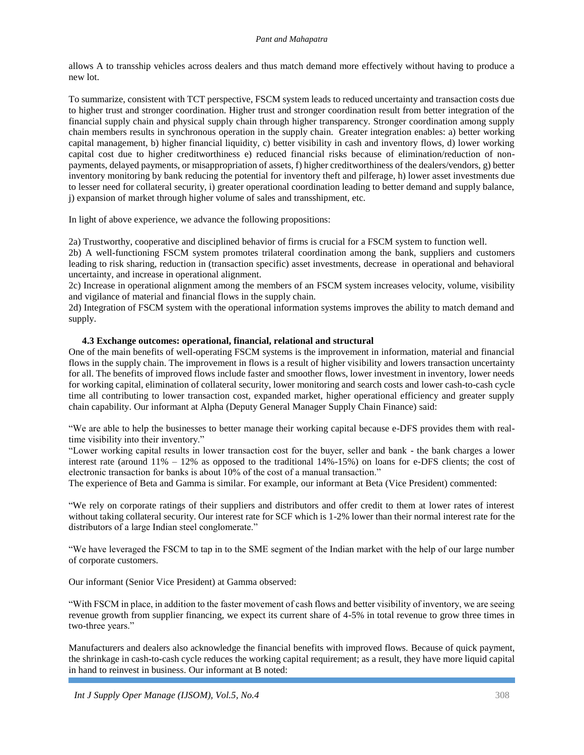allows A to transship vehicles across dealers and thus match demand more effectively without having to produce a new lot.

To summarize, consistent with TCT perspective, FSCM system leads to reduced uncertainty and transaction costs due to higher trust and stronger coordination. Higher trust and stronger coordination result from better integration of the financial supply chain and physical supply chain through higher transparency. Stronger coordination among supply chain members results in synchronous operation in the supply chain. Greater integration enables: a) better working capital management, b) higher financial liquidity, c) better visibility in cash and inventory flows, d) lower working capital cost due to higher creditworthiness e) reduced financial risks because of elimination/reduction of non-payments, delayed payments, or misappropriation of assets, f) higher creditworthiness of the dealers/vendors, g) better inventory monitoring by bank reducing the potential for inventory theft and pilferage, h) lower asset investments due to lesser need for collateral security, i) greater operational coordination leading to better demand and supply balance, j) expansion of market through higher volume of sales and transshipment, etc.

In light of above experience, we advance the following propositions:

2a) Trustworthy, cooperative and disciplined behavior of firms is crucial for a FSCM system to function well.
2b) A well-functioning FSCM system promotes trilateral coordination among the bank, suppliers and customers leading to risk sharing, reduction in (transaction specific) asset investments, decrease in operational and behavioral uncertainty, and increase in operational alignment.
2c) Increase in operational alignment among the members of an FSCM system increases velocity, volume, visibility and vigilance of material and financial flows in the supply chain.
2d) Integration of FSCM system with the operational information systems improves the ability to match demand and supply.

### 4.3 Exchange outcomes: operational, financial, relational and structural

One of the main benefits of well-operating FSCM systems is the improvement in information, material and financial flows in the supply chain. The improvement in flows is a result of higher visibility and lowers transaction uncertainty for all. The benefits of improved flows include faster and smoother flows, lower investment in inventory, lower needs for working capital, elimination of collateral security, lower monitoring and search costs and lower cash-to-cash cycle time all contributing to lower transaction cost, expanded market, higher operational efficiency and greater supply chain capability. Our informant at Alpha (Deputy General Manager Supply Chain Finance) said:

"We are able to help the businesses to better manage their working capital because e-DFS provides them with real-time visibility into their inventory."
"Lower working capital results in lower transaction cost for the buyer, seller and bank - the bank charges a lower interest rate (around 11% – 12% as opposed to the traditional 14%-15%) on loans for e-DFS clients; the cost of electronic transaction for banks is about 10% of the cost of a manual transaction."
The experience of Beta and Gamma is similar. For example, our informant at Beta (Vice President) commented:

"We rely on corporate ratings of their suppliers and distributors and offer credit to them at lower rates of interest without taking collateral security. Our interest rate for SCF which is 1-2% lower than their normal interest rate for the distributors of a large Indian steel conglomerate."

"We have leveraged the FSCM to tap in to the SME segment of the Indian market with the help of our large number of corporate customers.

Our informant (Senior Vice President) at Gamma observed:

"With FSCM in place, in addition to the faster movement of cash flows and better visibility of inventory, we are seeing revenue growth from supplier financing, we expect its current share of 4-5% in total revenue to grow three times in two-three years."

Manufacturers and dealers also acknowledge the financial benefits with improved flows. Because of quick payment, the shrinkage in cash-to-cash cycle reduces the working capital requirement; as a result, they have more liquid capital in hand to reinvest in business. Our informant at B noted: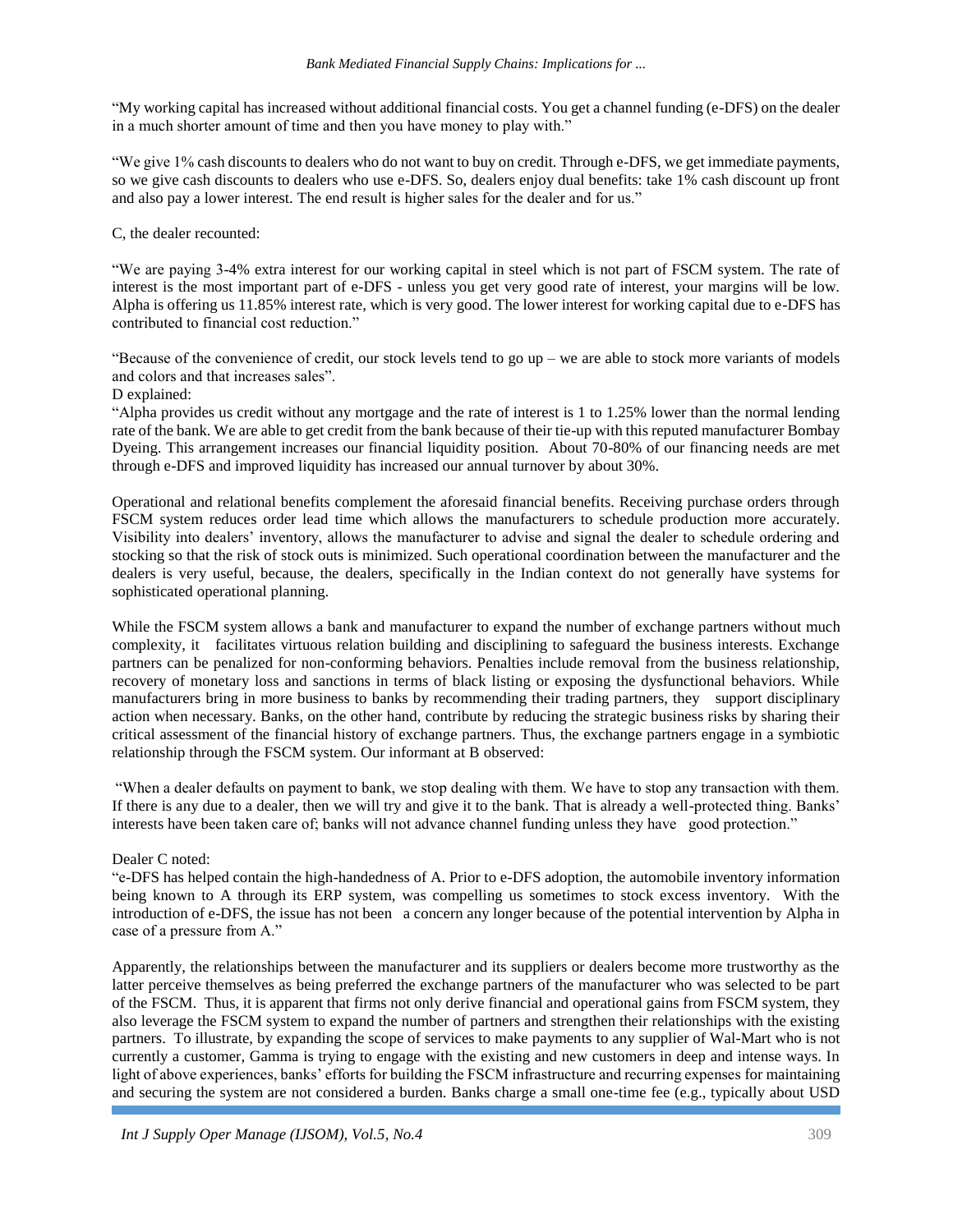"My working capital has increased without additional financial costs. You get a channel funding (e-DFS) on the dealer in a much shorter amount of time and then you have money to play with."

"We give 1% cash discounts to dealers who do not want to buy on credit. Through e-DFS, we get immediate payments, so we give cash discounts to dealers who use e-DFS. So, dealers enjoy dual benefits: take 1% cash discount up front and also pay a lower interest. The end result is higher sales for the dealer and for us."

C, the dealer recounted:

"We are paying 3-4% extra interest for our working capital in steel which is not part of FSCM system. The rate of interest is the most important part of e-DFS - unless you get very good rate of interest, your margins will be low. Alpha is offering us 11.85% interest rate, which is very good. The lower interest for working capital due to e-DFS has contributed to financial cost reduction."

"Because of the convenience of credit, our stock levels tend to go up – we are able to stock more variants of models and colors and that increases sales".

D explained:

"Alpha provides us credit without any mortgage and the rate of interest is 1 to 1.25% lower than the normal lending rate of the bank. We are able to get credit from the bank because of their tie-up with this reputed manufacturer Bombay Dyeing. This arrangement increases our financial liquidity position. About 70-80% of our financing needs are met through e-DFS and improved liquidity has increased our annual turnover by about 30%.

Operational and relational benefits complement the aforesaid financial benefits. Receiving purchase orders through FSCM system reduces order lead time which allows the manufacturers to schedule production more accurately. Visibility into dealers' inventory, allows the manufacturer to advise and signal the dealer to schedule ordering and stocking so that the risk of stock outs is minimized. Such operational coordination between the manufacturer and the dealers is very useful, because, the dealers, specifically in the Indian context do not generally have systems for sophisticated operational planning.

While the FSCM system allows a bank and manufacturer to expand the number of exchange partners without much complexity, it facilitates virtuous relation building and disciplining to safeguard the business interests. Exchange partners can be penalized for non-conforming behaviors. Penalties include removal from the business relationship, recovery of monetary loss and sanctions in terms of black listing or exposing the dysfunctional behaviors. While manufacturers bring in more business to banks by recommending their trading partners, they support disciplinary action when necessary. Banks, on the other hand, contribute by reducing the strategic business risks by sharing their critical assessment of the financial history of exchange partners. Thus, the exchange partners engage in a symbiotic relationship through the FSCM system. Our informant at B observed:

"When a dealer defaults on payment to bank, we stop dealing with them. We have to stop any transaction with them. If there is any due to a dealer, then we will try and give it to the bank. That is already a well-protected thing. Banks' interests have been taken care of; banks will not advance channel funding unless they have good protection."

Dealer C noted:

"e-DFS has helped contain the high-handedness of A. Prior to e-DFS adoption, the automobile inventory information being known to A through its ERP system, was compelling us sometimes to stock excess inventory. With the introduction of e-DFS, the issue has not been a concern any longer because of the potential intervention by Alpha in case of a pressure from A."

Apparently, the relationships between the manufacturer and its suppliers or dealers become more trustworthy as the latter perceive themselves as being preferred the exchange partners of the manufacturer who was selected to be part of the FSCM. Thus, it is apparent that firms not only derive financial and operational gains from FSCM system, they also leverage the FSCM system to expand the number of partners and strengthen their relationships with the existing partners. To illustrate, by expanding the scope of services to make payments to any supplier of Wal-Mart who is not currently a customer, Gamma is trying to engage with the existing and new customers in deep and intense ways. In light of above experiences, banks' efforts for building the FSCM infrastructure and recurring expenses for maintaining and securing the system are not considered a burden. Banks charge a small one-time fee (e.g., typically about USD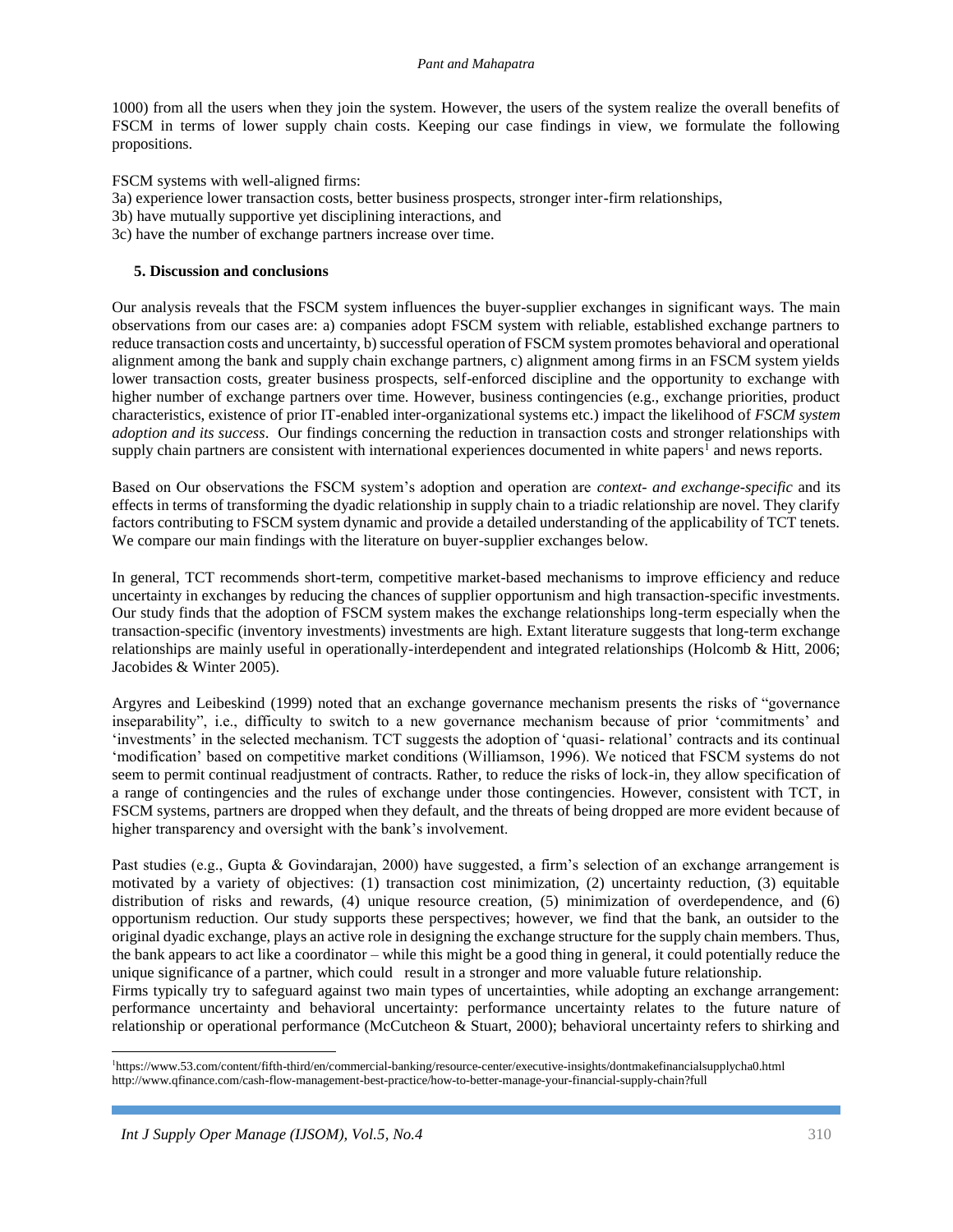1000) from all the users when they join the system. However, the users of the system realize the overall benefits of FSCM in terms of lower supply chain costs. Keeping our case findings in view, we formulate the following propositions.

FSCM systems with well-aligned firms:

3a) experience lower transaction costs, better business prospects, stronger inter-firm relationships,

3b) have mutually supportive yet disciplining interactions, and

3c) have the number of exchange partners increase over time.

## 5. Discussion and conclusions

Our analysis reveals that the FSCM system influences the buyer-supplier exchanges in significant ways. The main observations from our cases are: a) companies adopt FSCM system with reliable, established exchange partners to reduce transaction costs and uncertainty, b) successful operation of FSCM system promotes behavioral and operational alignment among the bank and supply chain exchange partners, c) alignment among firms in an FSCM system yields lower transaction costs, greater business prospects, self-enforced discipline and the opportunity to exchange with higher number of exchange partners over time. However, business contingencies (e.g., exchange priorities, product characteristics, existence of prior IT-enabled inter-organizational systems etc.) impact the likelihood of *FSCM system adoption and its success*. Our findings concerning the reduction in transaction costs and stronger relationships with supply chain partners are consistent with international experiences documented in white papers[1] and news reports.

Based on Our observations the FSCM system's adoption and operation are *context- and exchange-specific* and its effects in terms of transforming the dyadic relationship in supply chain to a triadic relationship are novel. They clarify factors contributing to FSCM system dynamic and provide a detailed understanding of the applicability of TCT tenets. We compare our main findings with the literature on buyer-supplier exchanges below.

In general, TCT recommends short-term, competitive market-based mechanisms to improve efficiency and reduce uncertainty in exchanges by reducing the chances of supplier opportunism and high transaction-specific investments. Our study finds that the adoption of FSCM system makes the exchange relationships long-term especially when the transaction-specific (inventory investments) investments are high. Extant literature suggests that long-term exchange relationships are mainly useful in operationally-interdependent and integrated relationships (Holcomb & Hitt, 2006; Jacobides & Winter 2005).

Argyres and Leibeskind (1999) noted that an exchange governance mechanism presents the risks of "governance inseparability", i.e., difficulty to switch to a new governance mechanism because of prior 'commitments' and 'investments' in the selected mechanism. TCT suggests the adoption of 'quasi- relational' contracts and its continual 'modification' based on competitive market conditions (Williamson, 1996). We noticed that FSCM systems do not seem to permit continual readjustment of contracts. Rather, to reduce the risks of lock-in, they allow specification of a range of contingencies and the rules of exchange under those contingencies. However, consistent with TCT, in FSCM systems, partners are dropped when they default, and the threats of being dropped are more evident because of higher transparency and oversight with the bank's involvement.

Past studies (e.g., Gupta & Govindarajan, 2000) have suggested, a firm's selection of an exchange arrangement is motivated by a variety of objectives: (1) transaction cost minimization, (2) uncertainty reduction, (3) equitable distribution of risks and rewards, (4) unique resource creation, (5) minimization of overdependence, and (6) opportunism reduction. Our study supports these perspectives; however, we find that the bank, an outsider to the original dyadic exchange, plays an active role in designing the exchange structure for the supply chain members. Thus, the bank appears to act like a coordinator – while this might be a good thing in general, it could potentially reduce the unique significance of a partner, which could result in a stronger and more valuable future relationship.

Firms typically try to safeguard against two main types of uncertainties, while adopting an exchange arrangement: performance uncertainty and behavioral uncertainty: performance uncertainty relates to the future nature of relationship or operational performance (McCutcheon & Stuart, 2000); behavioral uncertainty refers to shirking and

---

[1] https://www.53.com/content/fifth-third/en/commercial-banking/resource-center/executive-insights/dontmakefinancialsupplycha0.html
http://www.qfinance.com/cash-flow-management-best-practice/how-to-better-manage-your-financial-supply-chain?full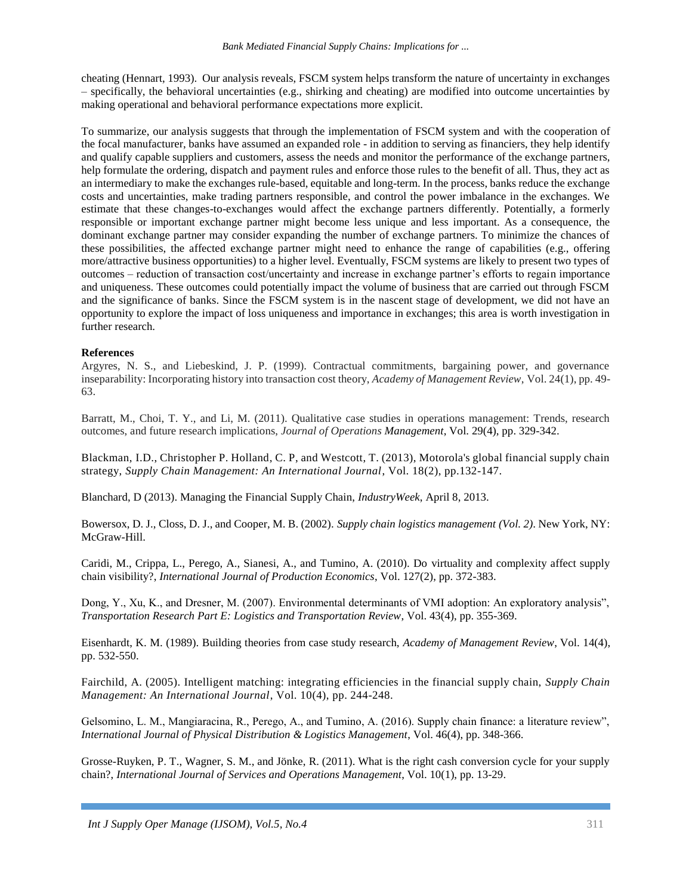cheating (Hennart, 1993). Our analysis reveals, FSCM system helps transform the nature of uncertainty in exchanges – specifically, the behavioral uncertainties (e.g., shirking and cheating) are modified into outcome uncertainties by making operational and behavioral performance expectations more explicit.

To summarize, our analysis suggests that through the implementation of FSCM system and with the cooperation of the focal manufacturer, banks have assumed an expanded role - in addition to serving as financiers, they help identify and qualify capable suppliers and customers, assess the needs and monitor the performance of the exchange partners, help formulate the ordering, dispatch and payment rules and enforce those rules to the benefit of all. Thus, they act as an intermediary to make the exchanges rule-based, equitable and long-term. In the process, banks reduce the exchange costs and uncertainties, make trading partners responsible, and control the power imbalance in the exchanges. We estimate that these changes-to-exchanges would affect the exchange partners differently. Potentially, a formerly responsible or important exchange partner might become less unique and less important. As a consequence, the dominant exchange partner may consider expanding the number of exchange partners. To minimize the chances of these possibilities, the affected exchange partner might need to enhance the range of capabilities (e.g., offering more/attractive business opportunities) to a higher level. Eventually, FSCM systems are likely to present two types of outcomes – reduction of transaction cost/uncertainty and increase in exchange partner's efforts to regain importance and uniqueness. These outcomes could potentially impact the volume of business that are carried out through FSCM and the significance of banks. Since the FSCM system is in the nascent stage of development, we did not have an opportunity to explore the impact of loss uniqueness and importance in exchanges; this area is worth investigation in further research.

**References**

Argyres, N. S., and Liebeskind, J. P. (1999). Contractual commitments, bargaining power, and governance inseparability: Incorporating history into transaction cost theory, *Academy of Management Review*, Vol. 24(1), pp. 49-63.

Barratt, M., Choi, T. Y., and Li, M. (2011). Qualitative case studies in operations management: Trends, research outcomes, and future research implications, *Journal of Operations Management*, Vol. 29(4), pp. 329-342.

Blackman, I.D., Christopher P. Holland, C. P, and Westcott, T. (2013), Motorola's global financial supply chain strategy, *Supply Chain Management: An International Journal*, Vol. 18(2), pp.132-147.

Blanchard, D (2013). Managing the Financial Supply Chain, *IndustryWeek*, April 8, 2013.

Bowersox, D. J., Closs, D. J., and Cooper, M. B. (2002). *Supply chain logistics management (Vol. 2)*. New York, NY: McGraw-Hill.

Caridi, M., Crippa, L., Perego, A., Sianesi, A., and Tumino, A. (2010). Do virtuality and complexity affect supply chain visibility?, *International Journal of Production Economics*, Vol. 127(2), pp. 372-383.

Dong, Y., Xu, K., and Dresner, M. (2007). Environmental determinants of VMI adoption: An exploratory analysis", *Transportation Research Part E: Logistics and Transportation Review*, Vol. 43(4), pp. 355-369.

Eisenhardt, K. M. (1989). Building theories from case study research, *Academy of Management Review*, Vol. 14(4), pp. 532-550.

Fairchild, A. (2005). Intelligent matching: integrating efficiencies in the financial supply chain, *Supply Chain Management: An International Journal*, Vol. 10(4), pp. 244-248.

Gelsomino, L. M., Mangiaracina, R., Perego, A., and Tumino, A. (2016). Supply chain finance: a literature review", *International Journal of Physical Distribution & Logistics Management*, Vol. 46(4), pp. 348-366.

Grosse-Ruyken, P. T., Wagner, S. M., and Jönke, R. (2011). What is the right cash conversion cycle for your supply chain?, *International Journal of Services and Operations Management*, Vol. 10(1), pp. 13-29.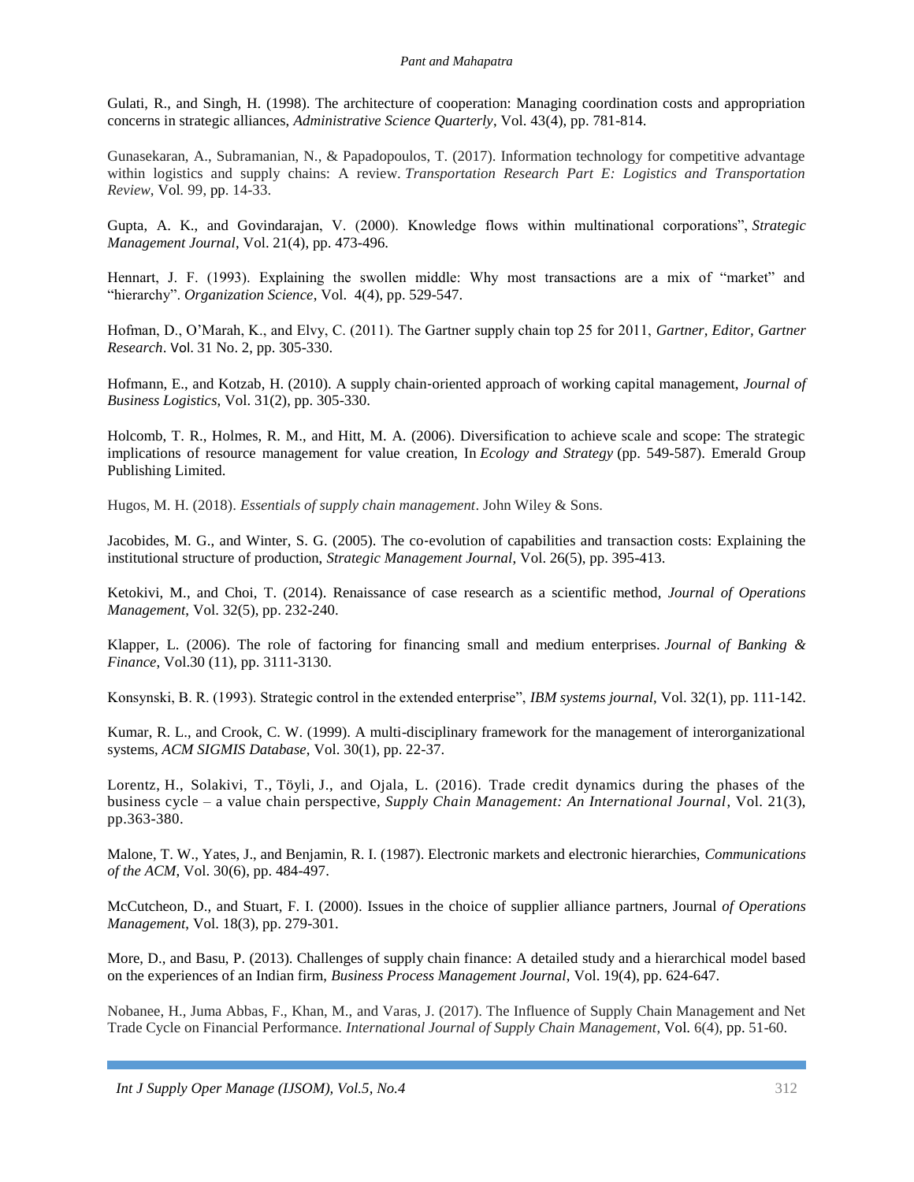Gulati, R., and Singh, H. (1998). The architecture of cooperation: Managing coordination costs and appropriation concerns in strategic alliances, *Administrative Science Quarterly*, Vol. 43(4), pp. 781-814.

Gunasekaran, A., Subramanian, N., & Papadopoulos, T. (2017). Information technology for competitive advantage within logistics and supply chains: A review. *Transportation Research Part E: Logistics and Transportation Review*, Vol. 99, pp. 14-33.

Gupta, A. K., and Govindarajan, V. (2000). Knowledge flows within multinational corporations", *Strategic Management Journal*, Vol. 21(4), pp. 473-496.

Hennart, J. F. (1993). Explaining the swollen middle: Why most transactions are a mix of "market" and "hierarchy". *Organization Science*, Vol. 4(4), pp. 529-547.

Hofman, D., O'Marah, K., and Elvy, C. (2011). The Gartner supply chain top 25 for 2011, *Gartner, Editor, Gartner Research*. Vol. 31 No. 2, pp. 305-330.

Hofmann, E., and Kotzab, H. (2010). A supply chain-oriented approach of working capital management, *Journal of Business Logistics*, Vol. 31(2), pp. 305-330.

Holcomb, T. R., Holmes, R. M., and Hitt, M. A. (2006). Diversification to achieve scale and scope: The strategic implications of resource management for value creation, In *Ecology and Strategy* (pp. 549-587). Emerald Group Publishing Limited.

Hugos, M. H. (2018). *Essentials of supply chain management*. John Wiley & Sons.

Jacobides, M. G., and Winter, S. G. (2005). The co-evolution of capabilities and transaction costs: Explaining the institutional structure of production, *Strategic Management Journal*, Vol. 26(5), pp. 395-413.

Ketokivi, M., and Choi, T. (2014). Renaissance of case research as a scientific method, *Journal of Operations Management*, Vol. 32(5), pp. 232-240.

Klapper, L. (2006). The role of factoring for financing small and medium enterprises. *Journal of Banking & Finance*, Vol.30 (11), pp. 3111-3130.

Konsynski, B. R. (1993). Strategic control in the extended enterprise", *IBM systems journal*, Vol. 32(1), pp. 111-142.

Kumar, R. L., and Crook, C. W. (1999). A multi-disciplinary framework for the management of interorganizational systems, *ACM SIGMIS Database*, Vol. 30(1), pp. 22-37.

Lorentz, H., Solakivi, T., Töyli, J., and Ojala, L. (2016). Trade credit dynamics during the phases of the business cycle – a value chain perspective, *Supply Chain Management: An International Journal*, Vol. 21(3), pp.363-380.

Malone, T. W., Yates, J., and Benjamin, R. I. (1987). Electronic markets and electronic hierarchies, *Communications of the ACM*, Vol. 30(6), pp. 484-497.

McCutcheon, D., and Stuart, F. I. (2000). Issues in the choice of supplier alliance partners, Journal *of Operations Management*, Vol. 18(3), pp. 279-301.

More, D., and Basu, P. (2013). Challenges of supply chain finance: A detailed study and a hierarchical model based on the experiences of an Indian firm, *Business Process Management Journal*, Vol. 19(4), pp. 624-647.

Nobanee, H., Juma Abbas, F., Khan, M., and Varas, J. (2017). The Influence of Supply Chain Management and Net Trade Cycle on Financial Performance. *International Journal of Supply Chain Management*, Vol. 6(4), pp. 51-60.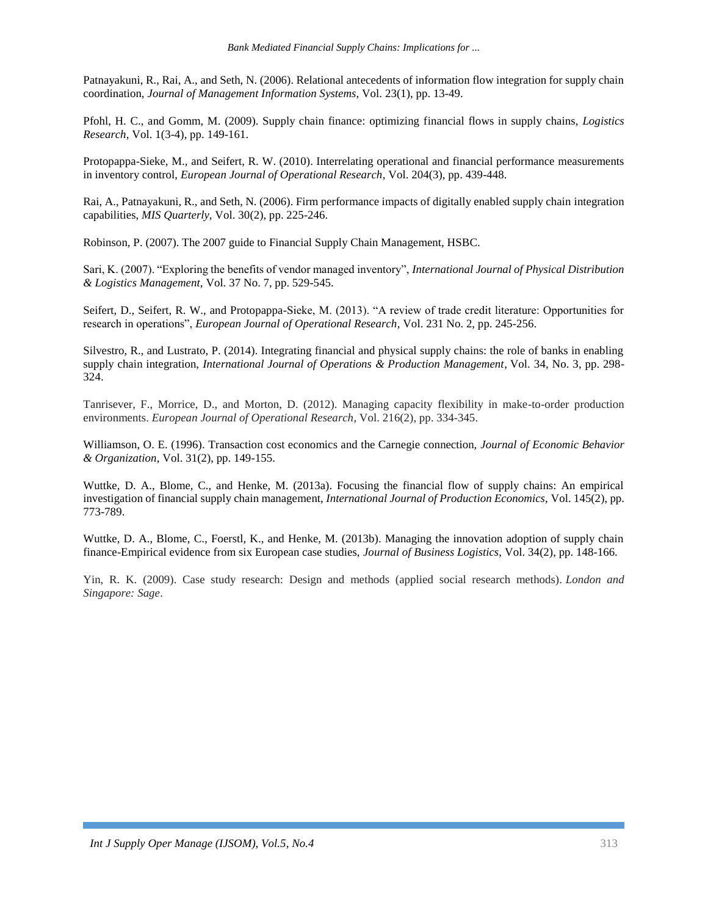Patnayakuni, R., Rai, A., and Seth, N. (2006). Relational antecedents of information flow integration for supply chain coordination, *Journal of Management Information Systems*, Vol. 23(1), pp. 13-49.

Pfohl, H. C., and Gomm, M. (2009). Supply chain finance: optimizing financial flows in supply chains, *Logistics Research*, Vol. 1(3-4), pp. 149-161.

Protopappa-Sieke, M., and Seifert, R. W. (2010). Interrelating operational and financial performance measurements in inventory control, *European Journal of Operational Research*, Vol. 204(3), pp. 439-448.

Rai, A., Patnayakuni, R., and Seth, N. (2006). Firm performance impacts of digitally enabled supply chain integration capabilities, *MIS Quarterly*, Vol. 30(2), pp. 225-246.

Robinson, P. (2007). The 2007 guide to Financial Supply Chain Management, HSBC.

Sari, K. (2007). "Exploring the benefits of vendor managed inventory", *International Journal of Physical Distribution & Logistics Management*, Vol. 37 No. 7, pp. 529-545.

Seifert, D., Seifert, R. W., and Protopappa-Sieke, M. (2013). "A review of trade credit literature: Opportunities for research in operations", *European Journal of Operational Research*, Vol. 231 No. 2, pp. 245-256.

Silvestro, R., and Lustrato, P. (2014). Integrating financial and physical supply chains: the role of banks in enabling supply chain integration, *International Journal of Operations & Production Management*, Vol. 34, No. 3, pp. 298-324.

Tanrisever, F., Morrice, D., and Morton, D. (2012). Managing capacity flexibility in make-to-order production environments. *European Journal of Operational Research*, Vol. 216(2), pp. 334-345.

Williamson, O. E. (1996). Transaction cost economics and the Carnegie connection, *Journal of Economic Behavior & Organization*, Vol. 31(2), pp. 149-155.

Wuttke, D. A., Blome, C., and Henke, M. (2013a). Focusing the financial flow of supply chains: An empirical investigation of financial supply chain management, *International Journal of Production Economics*, Vol. 145(2), pp. 773-789.

Wuttke, D. A., Blome, C., Foerstl, K., and Henke, M. (2013b). Managing the innovation adoption of supply chain finance-Empirical evidence from six European case studies, *Journal of Business Logistics*, Vol. 34(2), pp. 148-166.

Yin, R. K. (2009). Case study research: Design and methods (applied social research methods). *London and Singapore: Sage*.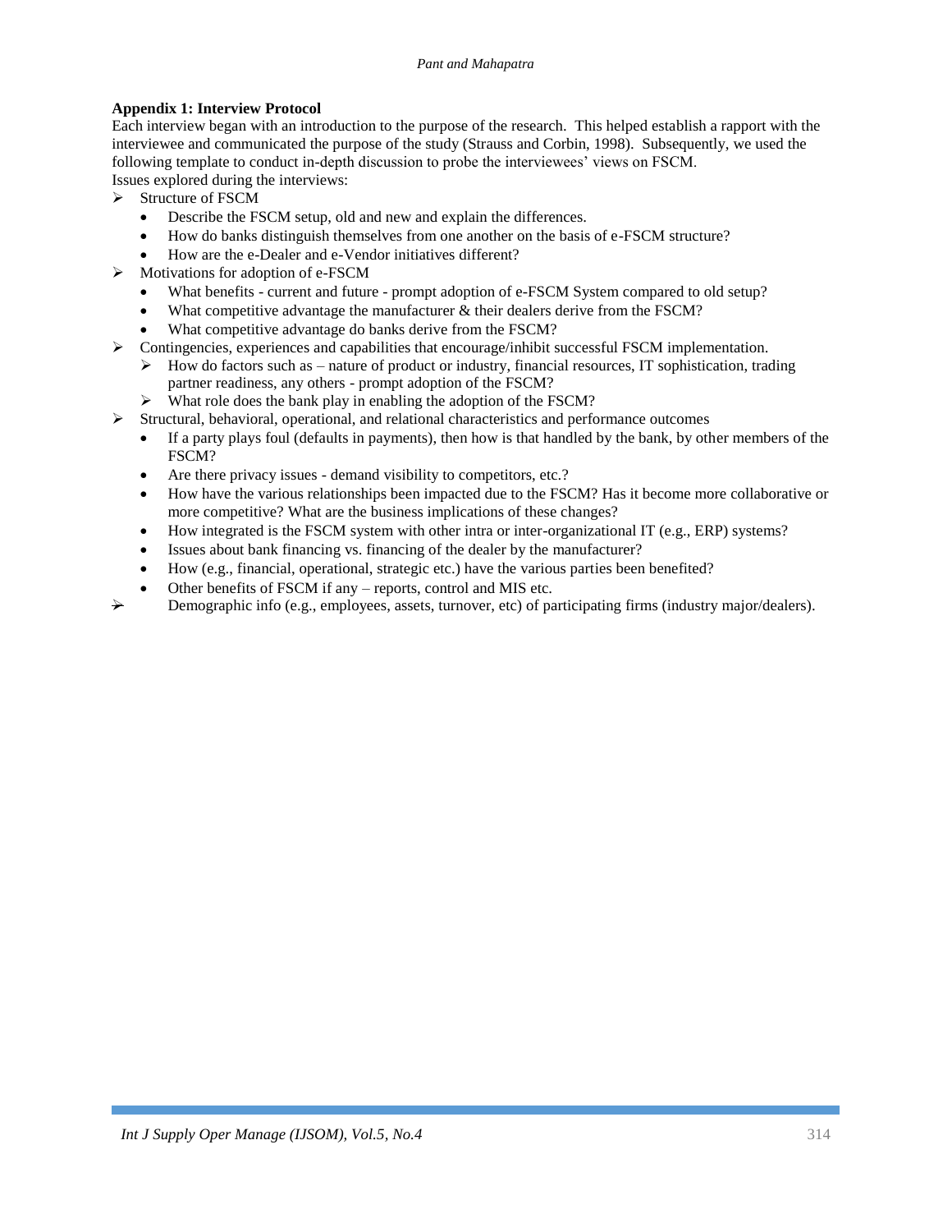### Appendix 1: Interview Protocol

Each interview began with an introduction to the purpose of the research. This helped establish a rapport with the interviewee and communicated the purpose of the study (Strauss and Corbin, 1998). Subsequently, we used the following template to conduct in-depth discussion to probe the interviewees' views on FSCM.

Issues explored during the interviews:

- Structure of FSCM
  - Describe the FSCM setup, old and new and explain the differences.
  - How do banks distinguish themselves from one another on the basis of e-FSCM structure?
  - How are the e-Dealer and e-Vendor initiatives different?
- Motivations for adoption of e-FSCM
  - What benefits - current and future - prompt adoption of e-FSCM System compared to old setup?
  - What competitive advantage the manufacturer & their dealers derive from the FSCM?
  - What competitive advantage do banks derive from the FSCM?
- Contingencies, experiences and capabilities that encourage/inhibit successful FSCM implementation.
  - How do factors such as – nature of product or industry, financial resources, IT sophistication, trading partner readiness, any others - prompt adoption of the FSCM?
  - What role does the bank play in enabling the adoption of the FSCM?
- Structural, behavioral, operational, and relational characteristics and performance outcomes
  - If a party plays foul (defaults in payments), then how is that handled by the bank, by other members of the FSCM?
  - Are there privacy issues - demand visibility to competitors, etc.?
  - How have the various relationships been impacted due to the FSCM? Has it become more collaborative or more competitive? What are the business implications of these changes?
  - How integrated is the FSCM system with other intra or inter-organizational IT (e.g., ERP) systems?
  - Issues about bank financing vs. financing of the dealer by the manufacturer?
  - How (e.g., financial, operational, strategic etc.) have the various parties been benefited?
  - Other benefits of FSCM if any – reports, control and MIS etc.
- Demographic info (e.g., employees, assets, turnover, etc) of participating firms (industry major/dealers).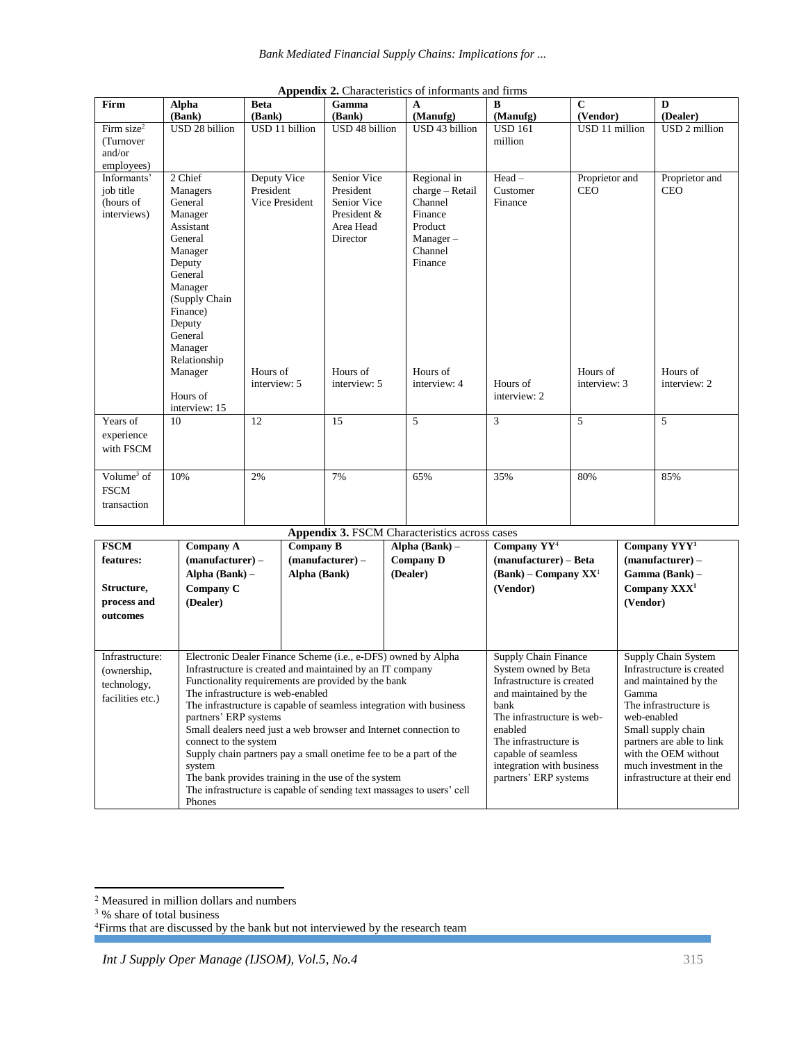**Appendix 2.** Characteristics of informants and firms

| Firm | Alpha (Bank) | Beta (Bank) | Gamma (Bank) | A (Manufg) | B (Manufg) | C (Vendor) | D (Dealer) |
|---|---|---|---|---|---|---|---|
| Firm size[2] (Turnover and/or employees) | USD 28 billion | USD 11 billion | USD 48 billion | USD 43 billion | USD 161 million | USD 11 million | USD 2 million |
| Informants' job title (hours of interviews) | 2 Chief Managers General Manager Assistant General Manager Deputy General Manager (Supply Chain Finance) Deputy General Manager Relationship Manager<br><br>Hours of interview: 15 | Deputy Vice President Vice President<br><br>Hours of interview: 5 | Senior Vice President Senior Vice President & Area Head Director<br><br>Hours of interview: 5 | Regional in charge – Retail Channel Finance Product Manager – Channel Finance<br><br>Hours of interview: 4 | Head – Customer Finance<br><br>Hours of interview: 2 | Proprietor and CEO<br><br>Hours of interview: 3 | Proprietor and CEO<br><br>Hours of interview: 2 |
| Years of experience with FSCM | 10 | 12 | 15 | 5 | 3 | 5 | 5 |
| Volume[3] of FSCM transaction | 10% | 2% | 7% | 65% | 35% | 80% | 85% |

**Appendix 3.** FSCM Characteristics across cases

| FSCM features:<br><br>Structure, process and outcomes | Company A (manufacturer) – Alpha (Bank) – Company C (Dealer) | Company B (manufacturer) – Alpha (Bank) | Alpha (Bank) – Company D (Dealer) | Company YY[4] (manufacturer) – Beta (Bank) – Company XX[1] (Vendor) | Company YYY[1] (manufacturer) – Gamma (Bank) – Company XXX[1] (Vendor) |
|---|---|---|---|---|---|
| Infrastructure: (ownership, technology, facilities etc.) | Electronic Dealer Finance Scheme (i.e., e-DFS) owned by Alpha<br>Infrastructure is created and maintained by an IT company<br>Functionality requirements are provided by the bank<br>The infrastructure is web-enabled<br>The infrastructure is capable of seamless integration with business partners' ERP systems<br>Small dealers need just a web browser and Internet connection to connect to the system<br>Supply chain partners pay a small onetime fee to be a part of the system<br>The bank provides training in the use of the system<br>The infrastructure is capable of sending text massages to users' cell Phones | | | Supply Chain Finance System owned by Beta<br>Infrastructure is created and maintained by the bank<br>The infrastructure is web-enabled<br>The infrastructure is capable of seamless integration with business partners' ERP systems | Supply Chain System<br>Infrastructure is created and maintained by the Gamma<br>The infrastructure is web-enabled<br>Small supply chain partners are able to link with the OEM without much investment in the infrastructure at their end |

[2] Measured in million dollars and numbers

[3] % share of total business

[4] Firms that are discussed by the bank but not interviewed by the research team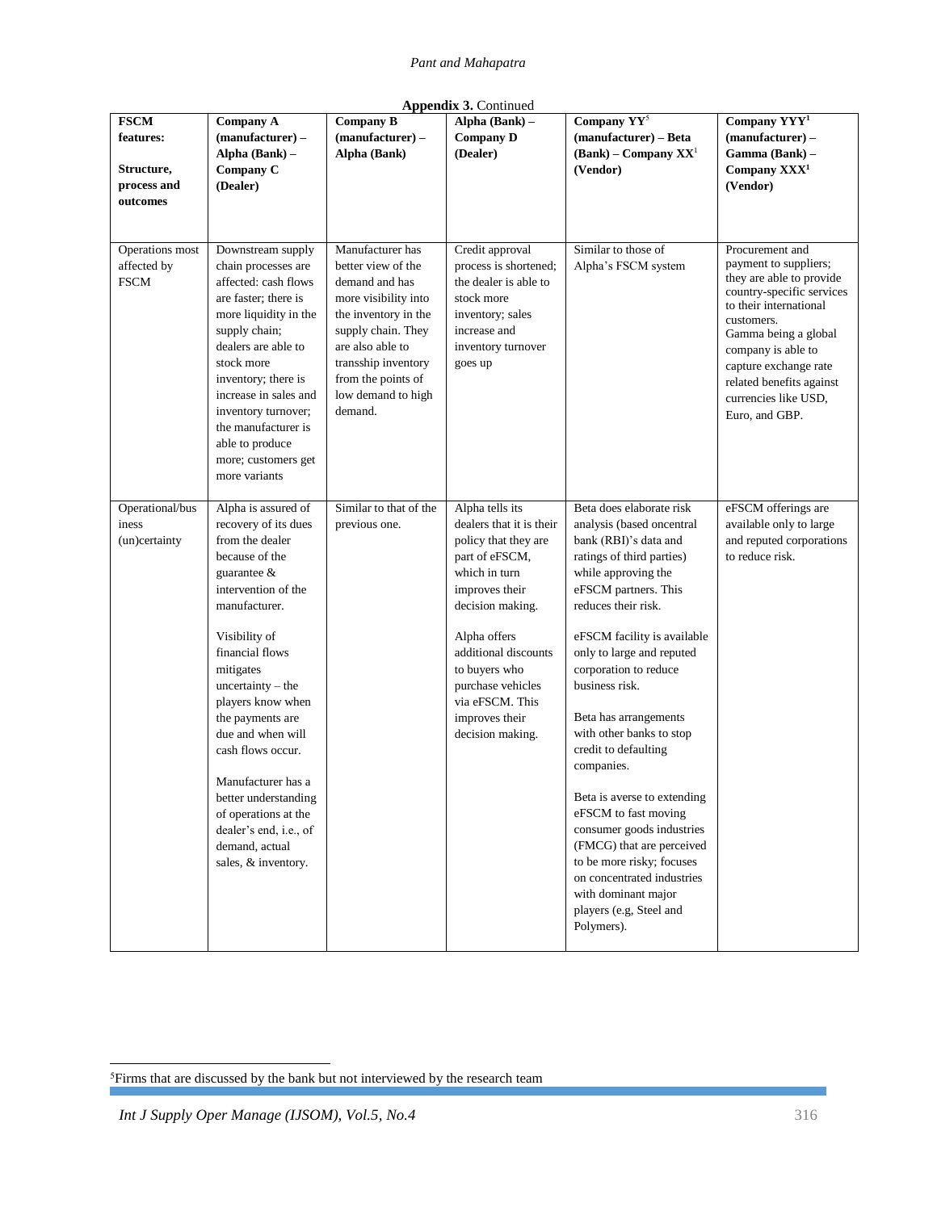**Appendix 3.** Continued

| FSCM features: Structure, process and outcomes | Company A (manufacturer) – Alpha (Bank) – Company C (Dealer) | Company B (manufacturer) – Alpha (Bank) | Alpha (Bank) – Company D (Dealer) | Company YY[5] (manufacturer) – Beta (Bank) – Company XX[1] (Vendor) | Company YYY[1] (manufacturer) – Gamma (Bank) – Company XXX[1] (Vendor) |
|---|---|---|---|---|---|
| Operations most affected by FSCM | Downstream supply chain processes are affected: cash flows are faster; there is more liquidity in the supply chain; dealers are able to stock more inventory; there is increase in sales and inventory turnover; the manufacturer is able to produce more; customers get more variants | Manufacturer has better view of the demand and has more visibility into the inventory in the supply chain. They are also able to transship inventory from the points of low demand to high demand. | Credit approval process is shortened; the dealer is able to stock more inventory; sales increase and inventory turnover goes up | Similar to those of Alpha's FSCM system | Procurement and payment to suppliers; they are able to provide country-specific services to their international customers. Gamma being a global company is able to capture exchange rate related benefits against currencies like USD, Euro, and GBP. |
| Operational/business (un)certainty | Alpha is assured of recovery of its dues from the dealer because of the guarantee & intervention of the manufacturer. Visibility of financial flows mitigates uncertainty – the players know when the payments are due and when will cash flows occur. Manufacturer has a better understanding of operations at the dealer's end, i.e., of demand, actual sales, & inventory. | Similar to that of the previous one. | Alpha tells its dealers that it is their policy that they are part of eFSCM, which in turn improves their decision making. Alpha offers additional discounts to buyers who purchase vehicles via eFSCM. This improves their decision making. | Beta does elaborate risk analysis (based oncentral bank (RBI)'s data and ratings of third parties) while approving the eFSCM partners. This reduces their risk. eFSCM facility is available only to large and reputed corporation to reduce business risk. Beta has arrangements with other banks to stop credit to defaulting companies. Beta is averse to extending eFSCM to fast moving consumer goods industries (FMCG) that are perceived to be more risky; focuses on concentrated industries with dominant major players (e.g, Steel and Polymers). | eFSCM offerings are available only to large and reputed corporations to reduce risk. |

[5]Firms that are discussed by the bank but not interviewed by the research team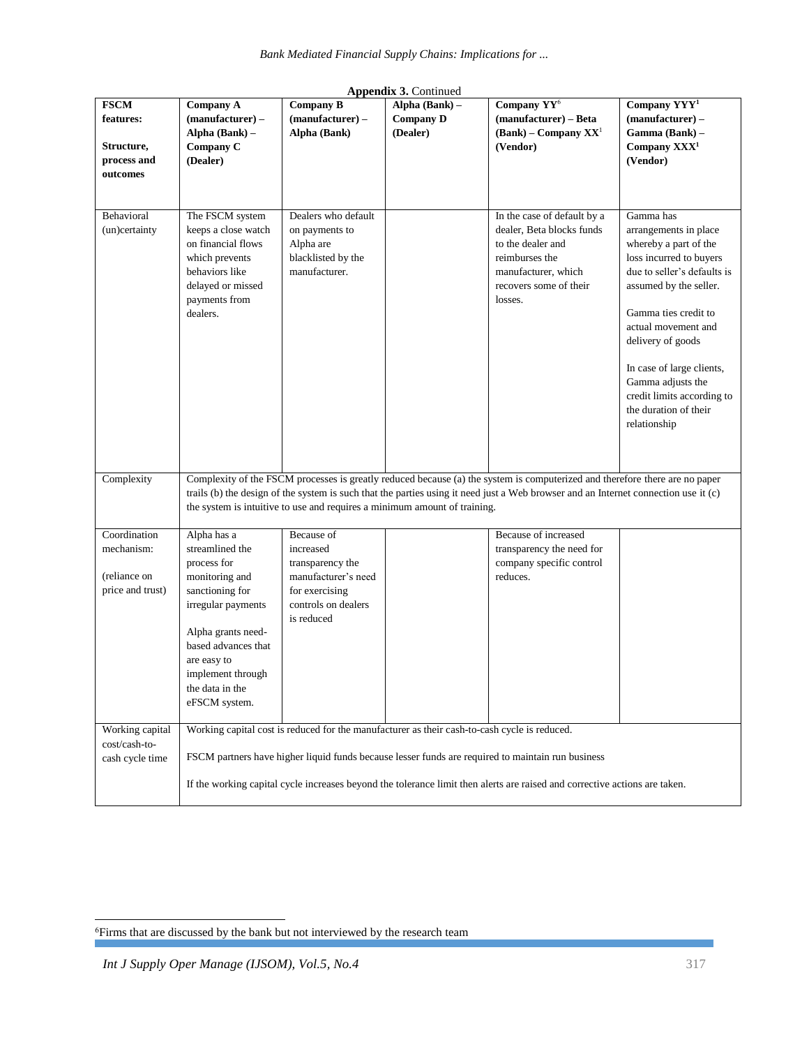**Appendix 3.** Continued

| FSCM features: Structure, process and outcomes | Company A (manufacturer) – Alpha (Bank) – Company C (Dealer) | Company B (manufacturer) – Alpha (Bank) | Alpha (Bank) – Company D (Dealer) | Company YY[6] (manufacturer) – Beta (Bank) – Company XX[1] (Vendor) | Company YYY[1] (manufacturer) – Gamma (Bank) – Company XXX[1] (Vendor) |
|---|---|---|---|---|---|
| Behavioral (un)certainty | The FSCM system keeps a close watch on financial flows which prevents behaviors like delayed or missed payments from dealers. | Dealers who default on payments to Alpha are blacklisted by the manufacturer. | | In the case of default by a dealer, Beta blocks funds to the dealer and reimburses the manufacturer, which recovers some of their losses. | Gamma has arrangements in place whereby a part of the loss incurred to buyers due to seller's defaults is assumed by the seller.<br><br>Gamma ties credit to actual movement and delivery of goods<br><br>In case of large clients, Gamma adjusts the credit limits according to the duration of their relationship |
| Complexity | Complexity of the FSCM processes is greatly reduced because (a) the system is computerized and therefore there are no paper trails (b) the design of the system is such that the parties using it need just a Web browser and an Internet connection use it (c) the system is intuitive to use and requires a minimum amount of training. | | | | |
| Coordination mechanism:<br><br>(reliance on price and trust) | Alpha has a streamlined the process for monitoring and sanctioning for irregular payments<br><br>Alpha grants need-based advances that are easy to implement through the data in the eFSCM system. | Because of increased transparency the manufacturer's need for exercising controls on dealers is reduced | | Because of increased transparency the need for company specific control reduces. | |
| Working capital cost/cash-to-cash cycle time | Working capital cost is reduced for the manufacturer as their cash-to-cash cycle is reduced.<br><br>FSCM partners have higher liquid funds because lesser funds are required to maintain run business<br><br>If the working capital cycle increases beyond the tolerance limit then alerts are raised and corrective actions are taken. | | | | |

[6]Firms that are discussed by the bank but not interviewed by the research team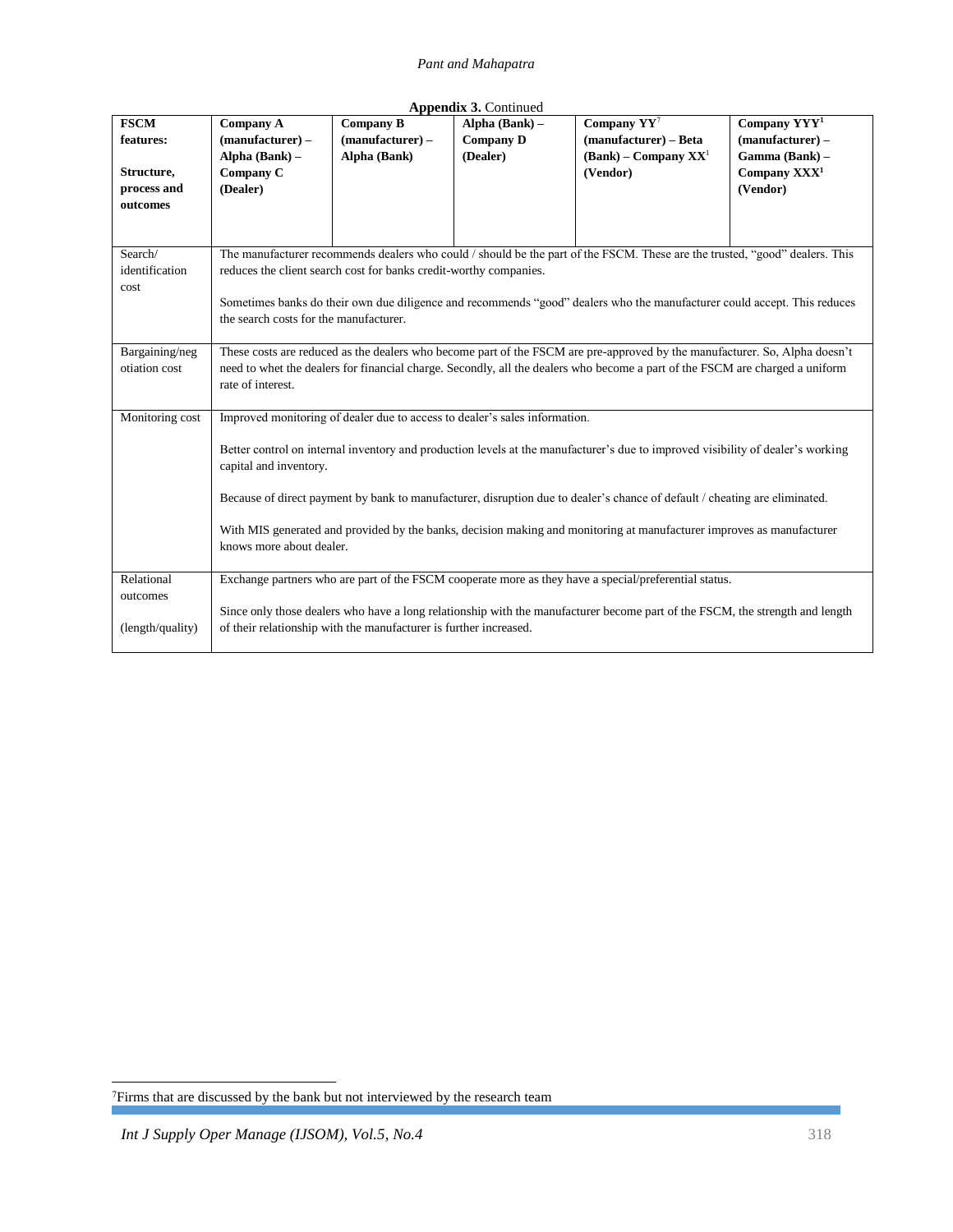**Appendix 3.** Continued

| **FSCM features: Structure, process and outcomes** | **Company A (manufacturer) – Alpha (Bank) – Company C (Dealer)** | **Company B (manufacturer) – Alpha (Bank)** | **Alpha (Bank) – Company D (Dealer)** | **Company YY[7] (manufacturer) – Beta (Bank) – Company XX[1] (Vendor)** | **Company YYY[1] (manufacturer) – Gamma (Bank) – Company XXX[1] (Vendor)** |
|---|---|---|---|---|---|
| Search/ identification cost | The manufacturer recommends dealers who could / should be the part of the FSCM. These are the trusted, "good" dealers. This reduces the client search cost for banks credit-worthy companies.<br><br>Sometimes banks do their own due diligence and recommends "good" dealers who the manufacturer could accept. This reduces the search costs for the manufacturer. | | | | |
| Bargaining/negotiation cost | These costs are reduced as the dealers who become part of the FSCM are pre-approved by the manufacturer. So, Alpha doesn't need to whet the dealers for financial charge. Secondly, all the dealers who become a part of the FSCM are charged a uniform rate of interest. | | | | |
| Monitoring cost | Improved monitoring of dealer due to access to dealer's sales information.<br><br>Better control on internal inventory and production levels at the manufacturer's due to improved visibility of dealer's working capital and inventory.<br><br>Because of direct payment by bank to manufacturer, disruption due to dealer's chance of default / cheating are eliminated.<br><br>With MIS generated and provided by the banks, decision making and monitoring at manufacturer improves as manufacturer knows more about dealer. | | | | |
| Relational outcomes (length/quality) | Exchange partners who are part of the FSCM cooperate more as they have a special/preferential status.<br><br>Since only those dealers who have a long relationship with the manufacturer become part of the FSCM, the strength and length of their relationship with the manufacturer is further increased. | | | | |

[7]Firms that are discussed by the bank but not interviewed by the research team